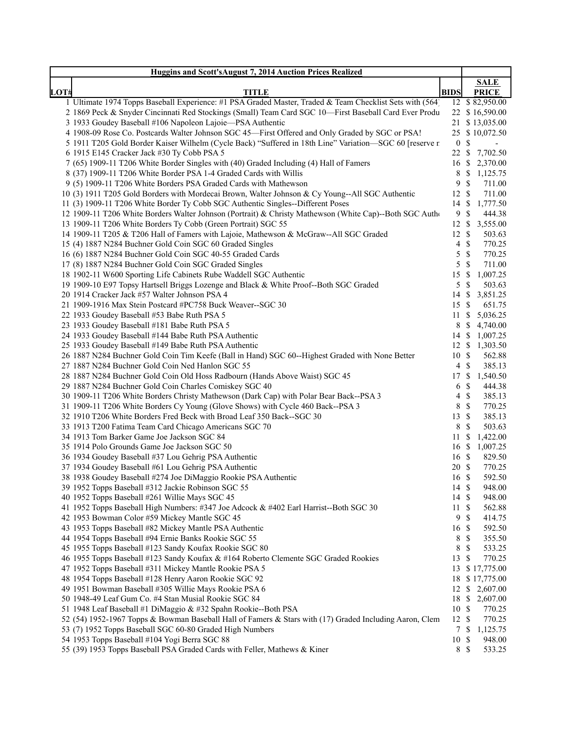| LOT# | Huggins and Scott's August 7, 2014 Auction Prices Realized<br>TITLE | BIDS | SALE PRICE |
|---|---|---|---|
| 1 | Ultimate 1974 Topps Baseball Experience: #1 PSA Graded Master, Traded & Team Checklist Sets with (564) | 12 | $ 82,950.00 |
| 2 | 1869 Peck & Snyder Cincinnati Red Stockings (Small) Team Card SGC 10—First Baseball Card Ever Produ | 22 | $ 16,590.00 |
| 3 | 1933 Goudey Baseball #106 Napoleon Lajoie—PSA Authentic | 21 | $ 13,035.00 |
| 4 | 1908-09 Rose Co. Postcards Walter Johnson SGC 45—First Offered and Only Graded by SGC or PSA! | 25 | $ 10,072.50 |
| 5 | 1911 T205 Gold Border Kaiser Wilhelm (Cycle Back) "Suffered in 18th Line" Variation—SGC 60 [reserve r | 0 | $ - |
| 6 | 1915 E145 Cracker Jack #30 Ty Cobb PSA 5 | 22 | $ 7,702.50 |
| 7 | (65) 1909-11 T206 White Border Singles with (40) Graded Including (4) Hall of Famers | 16 | $ 2,370.00 |
| 8 | (37) 1909-11 T206 White Border PSA 1-4 Graded Cards with Willis | 8 | $ 1,125.75 |
| 9 | (5) 1909-11 T206 White Borders PSA Graded Cards with Mathewson | 9 | $ 711.00 |
| 10 | (3) 1911 T205 Gold Borders with Mordecai Brown, Walter Johnson & Cy Young--All SGC Authentic | 12 | $ 711.00 |
| 11 | (3) 1909-11 T206 White Border Ty Cobb SGC Authentic Singles--Different Poses | 14 | $ 1,777.50 |
| 12 | 1909-11 T206 White Borders Walter Johnson (Portrait) & Christy Mathewson (White Cap)--Both SGC Authe | 9 | $ 444.38 |
| 13 | 1909-11 T206 White Borders Ty Cobb (Green Portrait) SGC 55 | 12 | $ 3,555.00 |
| 14 | 1909-11 T205 & T206 Hall of Famers with Lajoie, Mathewson & McGraw--All SGC Graded | 12 | $ 503.63 |
| 15 | (4) 1887 N284 Buchner Gold Coin SGC 60 Graded Singles | 4 | $ 770.25 |
| 16 | (6) 1887 N284 Buchner Gold Coin SGC 40-55 Graded Cards | 5 | $ 770.25 |
| 17 | (8) 1887 N284 Buchner Gold Coin SGC Graded Singles | 5 | $ 711.00 |
| 18 | 1902-11 W600 Sporting Life Cabinets Rube Waddell SGC Authentic | 15 | $ 1,007.25 |
| 19 | 1909-10 E97 Topsy Hartsell Briggs Lozenge and Black & White Proof--Both SGC Graded | 5 | $ 503.63 |
| 20 | 1914 Cracker Jack #57 Walter Johnson PSA 4 | 14 | $ 3,851.25 |
| 21 | 1909-1916 Max Stein Postcard #PC758 Buck Weaver--SGC 30 | 15 | $ 651.75 |
| 22 | 1933 Goudey Baseball #53 Babe Ruth PSA 5 | 11 | $ 5,036.25 |
| 23 | 1933 Goudey Baseball #181 Babe Ruth PSA 5 | 8 | $ 4,740.00 |
| 24 | 1933 Goudey Baseball #144 Babe Ruth PSA Authentic | 14 | $ 1,007.25 |
| 25 | 1933 Goudey Baseball #149 Babe Ruth PSA Authentic | 12 | $ 1,303.50 |
| 26 | 1887 N284 Buchner Gold Coin Tim Keefe (Ball in Hand) SGC 60--Highest Graded with None Better | 10 | $ 562.88 |
| 27 | 1887 N284 Buchner Gold Coin Ned Hanlon SGC 55 | 4 | $ 385.13 |
| 28 | 1887 N284 Buchner Gold Coin Old Hoss Radbourn (Hands Above Waist) SGC 45 | 17 | $ 1,540.50 |
| 29 | 1887 N284 Buchner Gold Coin Charles Comiskey SGC 40 | 6 | $ 444.38 |
| 30 | 1909-11 T206 White Borders Christy Mathewson (Dark Cap) with Polar Bear Back--PSA 3 | 4 | $ 385.13 |
| 31 | 1909-11 T206 White Borders Cy Young (Glove Shows) with Cycle 460 Back--PSA 3 | 8 | $ 770.25 |
| 32 | 1910 T206 White Borders Fred Beck with Broad Leaf 350 Back--SGC 30 | 13 | $ 385.13 |
| 33 | 1913 T200 Fatima Team Card Chicago Americans SGC 70 | 8 | $ 503.63 |
| 34 | 1913 Tom Barker Game Joe Jackson SGC 84 | 11 | $ 1,422.00 |
| 35 | 1914 Polo Grounds Game Joe Jackson SGC 50 | 16 | $ 1,007.25 |
| 36 | 1934 Goudey Baseball #37 Lou Gehrig PSA Authentic | 16 | $ 829.50 |
| 37 | 1934 Goudey Baseball #61 Lou Gehrig PSA Authentic | 20 | $ 770.25 |
| 38 | 1938 Goudey Baseball #274 Joe DiMaggio Rookie PSA Authentic | 16 | $ 592.50 |
| 39 | 1952 Topps Baseball #312 Jackie Robinson SGC 55 | 14 | $ 948.00 |
| 40 | 1952 Topps Baseball #261 Willie Mays SGC 45 | 14 | $ 948.00 |
| 41 | 1952 Topps Baseball High Numbers: #347 Joe Adcock & #402 Earl Harrist--Both SGC 30 | 11 | $ 562.88 |
| 42 | 1953 Bowman Color #59 Mickey Mantle SGC 45 | 9 | $ 414.75 |
| 43 | 1953 Topps Baseball #82 Mickey Mantle PSA Authentic | 16 | $ 592.50 |
| 44 | 1954 Topps Baseball #94 Ernie Banks Rookie SGC 55 | 8 | $ 355.50 |
| 45 | 1955 Topps Baseball #123 Sandy Koufax Rookie SGC 80 | 8 | $ 533.25 |
| 46 | 1955 Topps Baseball #123 Sandy Koufax & #164 Roberto Clemente SGC Graded Rookies | 13 | $ 770.25 |
| 47 | 1952 Topps Baseball #311 Mickey Mantle Rookie PSA 5 | 13 | $ 17,775.00 |
| 48 | 1954 Topps Baseball #128 Henry Aaron Rookie SGC 92 | 18 | $ 17,775.00 |
| 49 | 1951 Bowman Baseball #305 Willie Mays Rookie PSA 6 | 12 | $ 2,607.00 |
| 50 | 1948-49 Leaf Gum Co. #4 Stan Musial Rookie SGC 84 | 18 | $ 2,607.00 |
| 51 | 1948 Leaf Baseball #1 DiMaggio & #32 Spahn Rookie--Both PSA | 10 | $ 770.25 |
| 52 | (54) 1952-1967 Topps & Bowman Baseball Hall of Famers & Stars with (17) Graded Including Aaron, Clem | 12 | $ 770.25 |
| 53 | (7) 1952 Topps Baseball SGC 60-80 Graded High Numbers | 7 | $ 1,125.75 |
| 54 | 1953 Topps Baseball #104 Yogi Berra SGC 88 | 10 | $ 948.00 |
| 55 | (39) 1953 Topps Baseball PSA Graded Cards with Feller, Mathews & Kiner | 8 | $ 533.25 |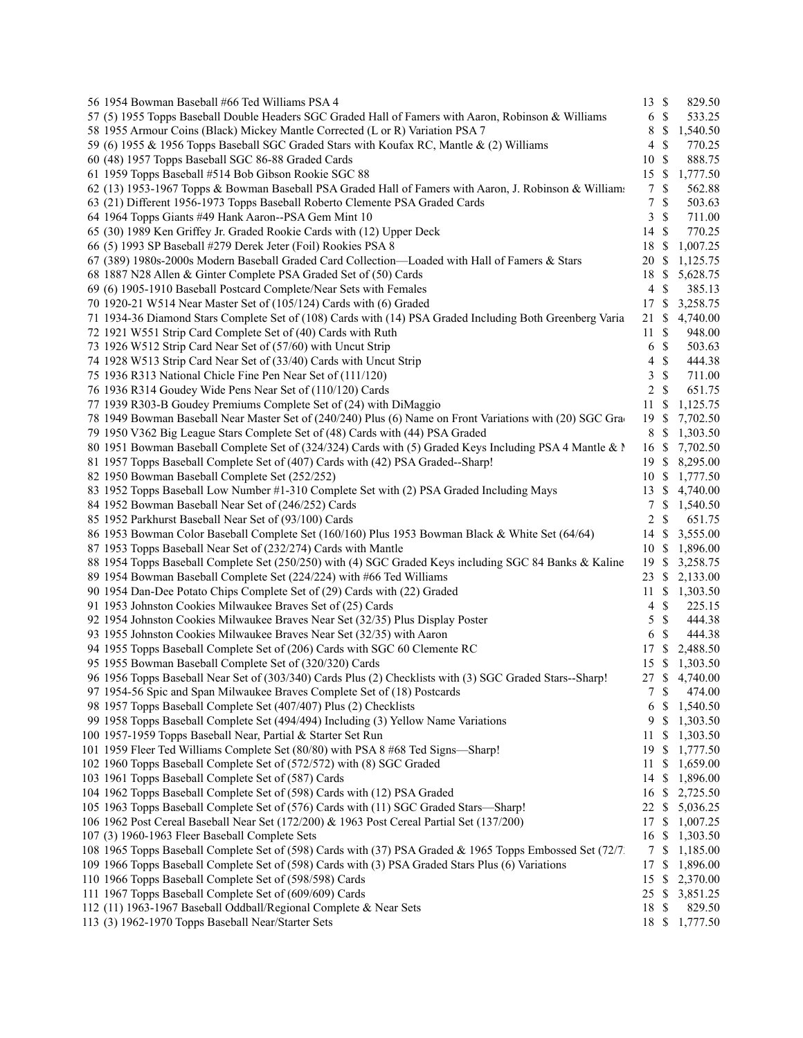| # | Description | Bids | | Price |
|---|---|---|---|---|
| 56 | 1954 Bowman Baseball #66 Ted Williams PSA 4 | 13 | $ | 829.50 |
| 57 | (5) 1955 Topps Baseball Double Headers SGC Graded Hall of Famers with Aaron, Robinson & Williams | 6 | $ | 533.25 |
| 58 | 1955 Armour Coins (Black) Mickey Mantle Corrected (L or R) Variation PSA 7 | 8 | $ | 1,540.50 |
| 59 | (6) 1955 & 1956 Topps Baseball SGC Graded Stars with Koufax RC, Mantle & (2) Williams | 4 | $ | 770.25 |
| 60 | (48) 1957 Topps Baseball SGC 86-88 Graded Cards | 10 | $ | 888.75 |
| 61 | 1959 Topps Baseball #514 Bob Gibson Rookie SGC 88 | 15 | $ | 1,777.50 |
| 62 | (13) 1953-1967 Topps & Bowman Baseball PSA Graded Hall of Famers with Aaron, J. Robinson & William | 7 | $ | 562.88 |
| 63 | (21) Different 1956-1973 Topps Baseball Roberto Clemente PSA Graded Cards | 7 | $ | 503.63 |
| 64 | 1964 Topps Giants #49 Hank Aaron--PSA Gem Mint 10 | 3 | $ | 711.00 |
| 65 | (30) 1989 Ken Griffey Jr. Graded Rookie Cards with (12) Upper Deck | 14 | $ | 770.25 |
| 66 | (5) 1993 SP Baseball #279 Derek Jeter (Foil) Rookies PSA 8 | 18 | $ | 1,007.25 |
| 67 | (389) 1980s-2000s Modern Baseball Graded Card Collection—Loaded with Hall of Famers & Stars | 20 | $ | 1,125.75 |
| 68 | 1887 N28 Allen & Ginter Complete PSA Graded Set of (50) Cards | 18 | $ | 5,628.75 |
| 69 | (6) 1905-1910 Baseball Postcard Complete/Near Sets with Females | 4 | $ | 385.13 |
| 70 | 1920-21 W514 Near Master Set of (105/124) Cards with (6) Graded | 17 | $ | 3,258.75 |
| 71 | 1934-36 Diamond Stars Complete Set of (108) Cards with (14) PSA Graded Including Both Greenberg Varia | 21 | $ | 4,740.00 |
| 72 | 1921 W551 Strip Card Complete Set of (40) Cards with Ruth | 11 | $ | 948.00 |
| 73 | 1926 W512 Strip Card Near Set of (57/60) with Uncut Strip | 6 | $ | 503.63 |
| 74 | 1928 W513 Strip Card Near Set of (33/40) Cards with Uncut Strip | 4 | $ | 444.38 |
| 75 | 1936 R313 National Chicle Fine Pen Near Set of (111/120) | 3 | $ | 711.00 |
| 76 | 1936 R314 Goudey Wide Pens Near Set of (110/120) Cards | 2 | $ | 651.75 |
| 77 | 1939 R303-B Goudey Premiums Complete Set of (24) with DiMaggio | 11 | $ | 1,125.75 |
| 78 | 1949 Bowman Baseball Near Master Set of (240/240) Plus (6) Name on Front Variations with (20) SGC Gra | 19 | $ | 7,702.50 |
| 79 | 1950 V362 Big League Stars Complete Set of (48) Cards with (44) PSA Graded | 8 | $ | 1,303.50 |
| 80 | 1951 Bowman Baseball Complete Set of (324/324) Cards with (5) Graded Keys Including PSA 4 Mantle & M | 16 | $ | 7,702.50 |
| 81 | 1957 Topps Baseball Complete Set of (407) Cards with (42) PSA Graded--Sharp! | 19 | $ | 8,295.00 |
| 82 | 1950 Bowman Baseball Complete Set (252/252) | 10 | $ | 1,777.50 |
| 83 | 1952 Topps Baseball Low Number #1-310 Complete Set with (2) PSA Graded Including Mays | 13 | $ | 4,740.00 |
| 84 | 1952 Bowman Baseball Near Set of (246/252) Cards | 7 | $ | 1,540.50 |
| 85 | 1952 Parkhurst Baseball Near Set of (93/100) Cards | 2 | $ | 651.75 |
| 86 | 1953 Bowman Color Baseball Complete Set (160/160) Plus 1953 Bowman Black & White Set (64/64) | 14 | $ | 3,555.00 |
| 87 | 1953 Topps Baseball Near Set of (232/274) Cards with Mantle | 10 | $ | 1,896.00 |
| 88 | 1954 Topps Baseball Complete Set (250/250) with (4) SGC Graded Keys including SGC 84 Banks & Kaline | 19 | $ | 3,258.75 |
| 89 | 1954 Bowman Baseball Complete Set (224/224) with #66 Ted Williams | 23 | $ | 2,133.00 |
| 90 | 1954 Dan-Dee Potato Chips Complete Set of (29) Cards with (22) Graded | 11 | $ | 1,303.50 |
| 91 | 1953 Johnston Cookies Milwaukee Braves Set of (25) Cards | 4 | $ | 225.15 |
| 92 | 1954 Johnston Cookies Milwaukee Braves Near Set (32/35) Plus Display Poster | 5 | $ | 444.38 |
| 93 | 1955 Johnston Cookies Milwaukee Braves Near Set (32/35) with Aaron | 6 | $ | 444.38 |
| 94 | 1955 Topps Baseball Complete Set of (206) Cards with SGC 60 Clemente RC | 17 | $ | 2,488.50 |
| 95 | 1955 Bowman Baseball Complete Set of (320/320) Cards | 15 | $ | 1,303.50 |
| 96 | 1956 Topps Baseball Near Set of (303/340) Cards Plus (2) Checklists with (3) SGC Graded Stars--Sharp! | 27 | $ | 4,740.00 |
| 97 | 1954-56 Spic and Span Milwaukee Braves Complete Set of (18) Postcards | 7 | $ | 474.00 |
| 98 | 1957 Topps Baseball Complete Set (407/407) Plus (2) Checklists | 6 | $ | 1,540.50 |
| 99 | 1958 Topps Baseball Complete Set (494/494) Including (3) Yellow Name Variations | 9 | $ | 1,303.50 |
| 100 | 1957-1959 Topps Baseball Near, Partial & Starter Set Run | 11 | $ | 1,303.50 |
| 101 | 1959 Fleer Ted Williams Complete Set (80/80) with PSA 8 #68 Ted Signs—Sharp! | 19 | $ | 1,777.50 |
| 102 | 1960 Topps Baseball Complete Set of (572/572) with (8) SGC Graded | 11 | $ | 1,659.00 |
| 103 | 1961 Topps Baseball Complete Set of (587) Cards | 14 | $ | 1,896.00 |
| 104 | 1962 Topps Baseball Complete Set of (598) Cards with (12) PSA Graded | 16 | $ | 2,725.50 |
| 105 | 1963 Topps Baseball Complete Set of (576) Cards with (11) SGC Graded Stars—Sharp! | 22 | $ | 5,036.25 |
| 106 | 1962 Post Cereal Baseball Near Set (172/200) & 1963 Post Cereal Partial Set (137/200) | 17 | $ | 1,007.25 |
| 107 | (3) 1960-1963 Fleer Baseball Complete Sets | 16 | $ | 1,303.50 |
| 108 | 1965 Topps Baseball Complete Set of (598) Cards with (37) PSA Graded & 1965 Topps Embossed Set (72/7 | 7 | $ | 1,185.00 |
| 109 | 1966 Topps Baseball Complete Set of (598) Cards with (3) PSA Graded Stars Plus (6) Variations | 17 | $ | 1,896.00 |
| 110 | 1966 Topps Baseball Complete Set of (598/598) Cards | 15 | $ | 2,370.00 |
| 111 | 1967 Topps Baseball Complete Set of (609/609) Cards | 25 | $ | 3,851.25 |
| 112 | (11) 1963-1967 Baseball Oddball/Regional Complete & Near Sets | 18 | $ | 829.50 |
| 113 | (3) 1962-1970 Topps Baseball Near/Starter Sets | 18 | $ | 1,777.50 |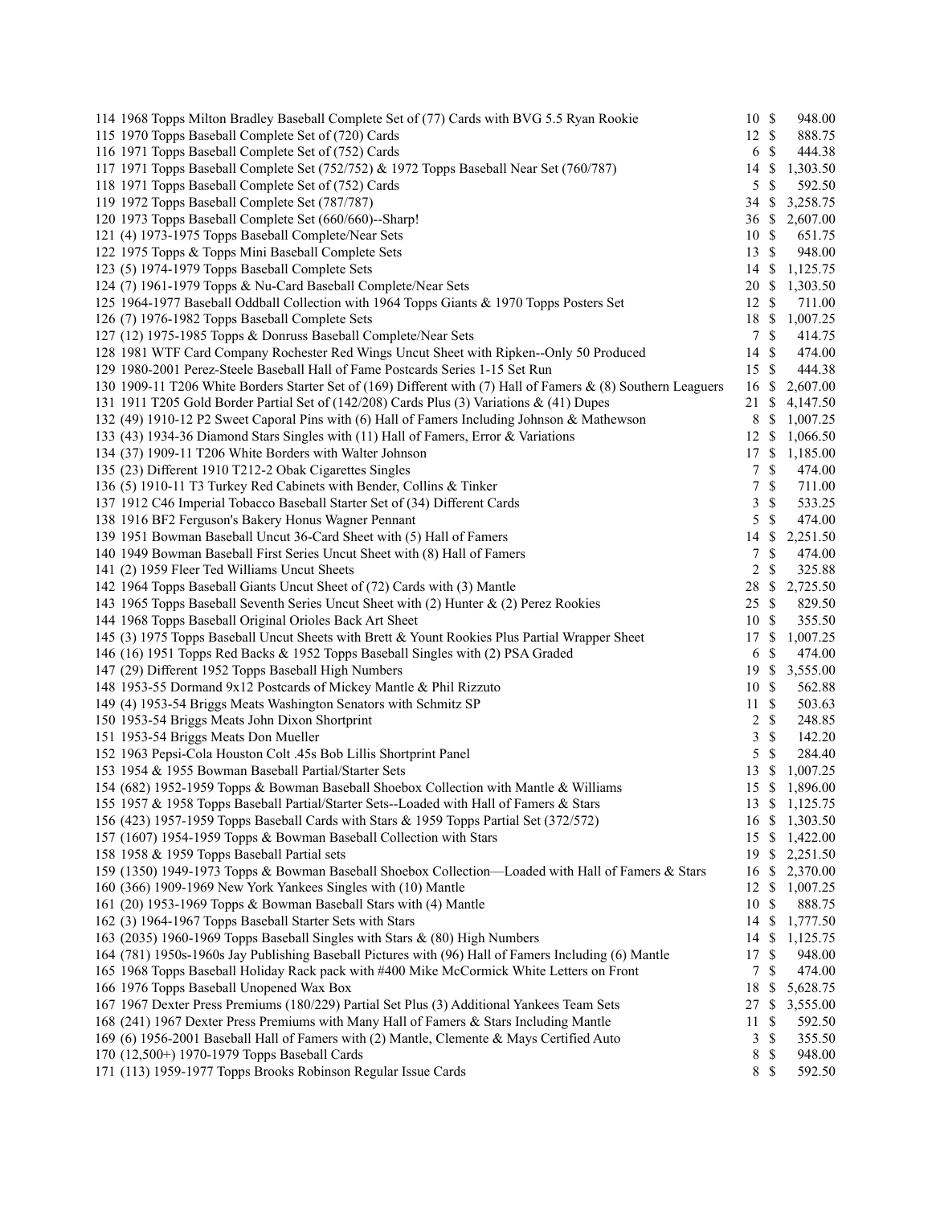| Lot | Description | Bids | Price |
|---|---|---|---|
| 114 | 1968 Topps Milton Bradley Baseball Complete Set of (77) Cards with BVG 5.5 Ryan Rookie | 10 | $ 948.00 |
| 115 | 1970 Topps Baseball Complete Set of (720) Cards | 12 | $ 888.75 |
| 116 | 1971 Topps Baseball Complete Set of (752) Cards | 6 | $ 444.38 |
| 117 | 1971 Topps Baseball Complete Set (752/752) & 1972 Topps Baseball Near Set (760/787) | 14 | $ 1,303.50 |
| 118 | 1971 Topps Baseball Complete Set of (752) Cards | 5 | $ 592.50 |
| 119 | 1972 Topps Baseball Complete Set (787/787) | 34 | $ 3,258.75 |
| 120 | 1973 Topps Baseball Complete Set (660/660)--Sharp! | 36 | $ 2,607.00 |
| 121 | (4) 1973-1975 Topps Baseball Complete/Near Sets | 10 | $ 651.75 |
| 122 | 1975 Topps & Topps Mini Baseball Complete Sets | 13 | $ 948.00 |
| 123 | (5) 1974-1979 Topps Baseball Complete Sets | 14 | $ 1,125.75 |
| 124 | (7) 1961-1979 Topps & Nu-Card Baseball Complete/Near Sets | 20 | $ 1,303.50 |
| 125 | 1964-1977 Baseball Oddball Collection with 1964 Topps Giants & 1970 Topps Posters Set | 12 | $ 711.00 |
| 126 | (7) 1976-1982 Topps Baseball Complete Sets | 18 | $ 1,007.25 |
| 127 | (12) 1975-1985 Topps & Donruss Baseball Complete/Near Sets | 7 | $ 414.75 |
| 128 | 1981 WTF Card Company Rochester Red Wings Uncut Sheet with Ripken--Only 50 Produced | 14 | $ 474.00 |
| 129 | 1980-2001 Perez-Steele Baseball Hall of Fame Postcards Series 1-15 Set Run | 15 | $ 444.38 |
| 130 | 1909-11 T206 White Borders Starter Set of (169) Different with (7) Hall of Famers & (8) Southern Leaguers | 16 | $ 2,607.00 |
| 131 | 1911 T205 Gold Border Partial Set of (142/208) Cards Plus (3) Variations & (41) Dupes | 21 | $ 4,147.50 |
| 132 | (49) 1910-12 P2 Sweet Caporal Pins with (6) Hall of Famers Including Johnson & Mathewson | 8 | $ 1,007.25 |
| 133 | (43) 1934-36 Diamond Stars Singles with (11) Hall of Famers, Error & Variations | 12 | $ 1,066.50 |
| 134 | (37) 1909-11 T206 White Borders with Walter Johnson | 17 | $ 1,185.00 |
| 135 | (23) Different 1910 T212-2 Obak Cigarettes Singles | 7 | $ 474.00 |
| 136 | (5) 1910-11 T3 Turkey Red Cabinets with Bender, Collins & Tinker | 7 | $ 711.00 |
| 137 | 1912 C46 Imperial Tobacco Baseball Starter Set of (34) Different Cards | 3 | $ 533.25 |
| 138 | 1916 BF2 Ferguson's Bakery Honus Wagner Pennant | 5 | $ 474.00 |
| 139 | 1951 Bowman Baseball Uncut 36-Card Sheet with (5) Hall of Famers | 14 | $ 2,251.50 |
| 140 | 1949 Bowman Baseball First Series Uncut Sheet with (8) Hall of Famers | 7 | $ 474.00 |
| 141 | (2) 1959 Fleer Ted Williams Uncut Sheets | 2 | $ 325.88 |
| 142 | 1964 Topps Baseball Giants Uncut Sheet of (72) Cards with (3) Mantle | 28 | $ 2,725.50 |
| 143 | 1965 Topps Baseball Seventh Series Uncut Sheet with (2) Hunter & (2) Perez Rookies | 25 | $ 829.50 |
| 144 | 1968 Topps Baseball Original Orioles Back Art Sheet | 10 | $ 355.50 |
| 145 | (3) 1975 Topps Baseball Uncut Sheets with Brett & Yount Rookies Plus Partial Wrapper Sheet | 17 | $ 1,007.25 |
| 146 | (16) 1951 Topps Red Backs & 1952 Topps Baseball Singles with (2) PSA Graded | 6 | $ 474.00 |
| 147 | (29) Different 1952 Topps Baseball High Numbers | 19 | $ 3,555.00 |
| 148 | 1953-55 Dormand 9x12 Postcards of Mickey Mantle & Phil Rizzuto | 10 | $ 562.88 |
| 149 | (4) 1953-54 Briggs Meats Washington Senators with Schmitz SP | 11 | $ 503.63 |
| 150 | 1953-54 Briggs Meats John Dixon Shortprint | 2 | $ 248.85 |
| 151 | 1953-54 Briggs Meats Don Mueller | 3 | $ 142.20 |
| 152 | 1963 Pepsi-Cola Houston Colt .45s Bob Lillis Shortprint Panel | 5 | $ 284.40 |
| 153 | 1954 & 1955 Bowman Baseball Partial/Starter Sets | 13 | $ 1,007.25 |
| 154 | (682) 1952-1959 Topps & Bowman Baseball Shoebox Collection with Mantle & Williams | 15 | $ 1,896.00 |
| 155 | 1957 & 1958 Topps Baseball Partial/Starter Sets--Loaded with Hall of Famers & Stars | 13 | $ 1,125.75 |
| 156 | (423) 1957-1959 Topps Baseball Cards with Stars & 1959 Topps Partial Set (372/572) | 16 | $ 1,303.50 |
| 157 | (1607) 1954-1959 Topps & Bowman Baseball Collection with Stars | 15 | $ 1,422.00 |
| 158 | 1958 & 1959 Topps Baseball Partial sets | 19 | $ 2,251.50 |
| 159 | (1350) 1949-1973 Topps & Bowman Baseball Shoebox Collection—Loaded with Hall of Famers & Stars | 16 | $ 2,370.00 |
| 160 | (366) 1909-1969 New York Yankees Singles with (10) Mantle | 12 | $ 1,007.25 |
| 161 | (20) 1953-1969 Topps & Bowman Baseball Stars with (4) Mantle | 10 | $ 888.75 |
| 162 | (3) 1964-1967 Topps Baseball Starter Sets with Stars | 14 | $ 1,777.50 |
| 163 | (2035) 1960-1969 Topps Baseball Singles with Stars & (80) High Numbers | 14 | $ 1,125.75 |
| 164 | (781) 1950s-1960s Jay Publishing Baseball Pictures with (96) Hall of Famers Including (6) Mantle | 17 | $ 948.00 |
| 165 | 1968 Topps Baseball Holiday Rack pack with #400 Mike McCormick White Letters on Front | 7 | $ 474.00 |
| 166 | 1976 Topps Baseball Unopened Wax Box | 18 | $ 5,628.75 |
| 167 | 1967 Dexter Press Premiums (180/229) Partial Set Plus (3) Additional Yankees Team Sets | 27 | $ 3,555.00 |
| 168 | (241) 1967 Dexter Press Premiums with Many Hall of Famers & Stars Including Mantle | 11 | $ 592.50 |
| 169 | (6) 1956-2001 Baseball Hall of Famers with (2) Mantle, Clemente & Mays Certified Auto | 3 | $ 355.50 |
| 170 | (12,500+) 1970-1979 Topps Baseball Cards | 8 | $ 948.00 |
| 171 | (113) 1959-1977 Topps Brooks Robinson Regular Issue Cards | 8 | $ 592.50 |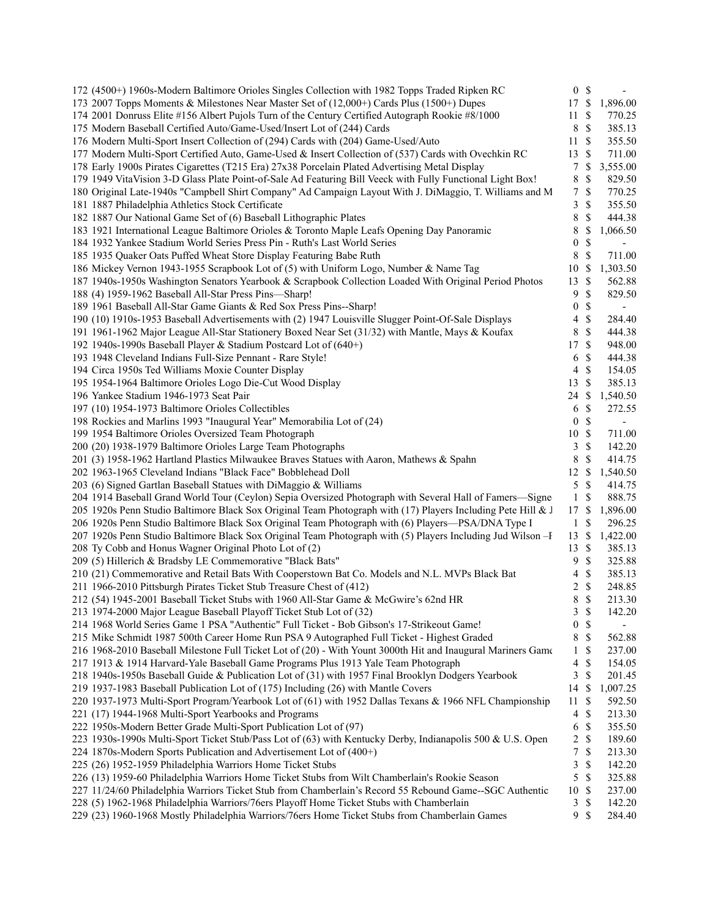| | | | |
|---|---|---|---|
| 172 (4500+) 1960s-Modern Baltimore Orioles Singles Collection with 1982 Topps Traded Ripken RC | 0 | $ | - |
| 173 2007 Topps Moments & Milestones Near Master Set of (12,000+) Cards Plus (1500+) Dupes | 17 | $ | 1,896.00 |
| 174 2001 Donruss Elite #156 Albert Pujols Turn of the Century Certified Autograph Rookie #8/1000 | 11 | $ | 770.25 |
| 175 Modern Baseball Certified Auto/Game-Used/Insert Lot of (244) Cards | 8 | $ | 385.13 |
| 176 Modern Multi-Sport Insert Collection of (294) Cards with (204) Game-Used/Auto | 11 | $ | 355.50 |
| 177 Modern Multi-Sport Certified Auto, Game-Used & Insert Collection of (537) Cards with Ovechkin RC | 13 | $ | 711.00 |
| 178 Early 1900s Pirates Cigarettes (T215 Era) 27x38 Porcelain Plated Advertising Metal Display | 7 | $ | 3,555.00 |
| 179 1949 VitaVision 3-D Glass Plate Point-of-Sale Ad Featuring Bill Veeck with Fully Functional Light Box! | 8 | $ | 829.50 |
| 180 Original Late-1940s "Campbell Shirt Company" Ad Campaign Layout With J. DiMaggio, T. Williams and M | 7 | $ | 770.25 |
| 181 1887 Philadelphia Athletics Stock Certificate | 3 | $ | 355.50 |
| 182 1887 Our National Game Set of (6) Baseball Lithographic Plates | 8 | $ | 444.38 |
| 183 1921 International League Baltimore Orioles & Toronto Maple Leafs Opening Day Panoramic | 8 | $ | 1,066.50 |
| 184 1932 Yankee Stadium World Series Press Pin - Ruth's Last World Series | 0 | $ | - |
| 185 1935 Quaker Oats Puffed Wheat Store Display Featuring Babe Ruth | 8 | $ | 711.00 |
| 186 Mickey Vernon 1943-1955 Scrapbook Lot of (5) with Uniform Logo, Number & Name Tag | 10 | $ | 1,303.50 |
| 187 1940s-1950s Washington Senators Yearbook & Scrapbook Collection Loaded With Original Period Photos | 13 | $ | 562.88 |
| 188 (4) 1959-1962 Baseball All-Star Press Pins—Sharp! | 9 | $ | 829.50 |
| 189 1961 Baseball All-Star Game Giants & Red Sox Press Pins--Sharp! | 0 | $ | - |
| 190 (10) 1910s-1953 Baseball Advertisements with (2) 1947 Louisville Slugger Point-Of-Sale Displays | 4 | $ | 284.40 |
| 191 1961-1962 Major League All-Star Stationery Boxed Near Set (31/32) with Mantle, Mays & Koufax | 8 | $ | 444.38 |
| 192 1940s-1990s Baseball Player & Stadium Postcard Lot of (640+) | 17 | $ | 948.00 |
| 193 1948 Cleveland Indians Full-Size Pennant - Rare Style! | 6 | $ | 444.38 |
| 194 Circa 1950s Ted Williams Moxie Counter Display | 4 | $ | 154.05 |
| 195 1954-1964 Baltimore Orioles Logo Die-Cut Wood Display | 13 | $ | 385.13 |
| 196 Yankee Stadium 1946-1973 Seat Pair | 24 | $ | 1,540.50 |
| 197 (10) 1954-1973 Baltimore Orioles Collectibles | 6 | $ | 272.55 |
| 198 Rockies and Marlins 1993 "Inaugural Year" Memorabilia Lot of (24) | 0 | $ | - |
| 199 1954 Baltimore Orioles Oversized Team Photograph | 10 | $ | 711.00 |
| 200 (20) 1938-1979 Baltimore Orioles Large Team Photographs | 3 | $ | 142.20 |
| 201 (3) 1958-1962 Hartland Plastics Milwaukee Braves Statues with Aaron, Mathews & Spahn | 8 | $ | 414.75 |
| 202 1963-1965 Cleveland Indians "Black Face" Bobblehead Doll | 12 | $ | 1,540.50 |
| 203 (6) Signed Gartlan Baseball Statues with DiMaggio & Williams | 5 | $ | 414.75 |
| 204 1914 Baseball Grand World Tour (Ceylon) Sepia Oversized Photograph with Several Hall of Famers—Signe | 1 | $ | 888.75 |
| 205 1920s Penn Studio Baltimore Black Sox Original Team Photograph with (17) Players Including Pete Hill & J | 17 | $ | 1,896.00 |
| 206 1920s Penn Studio Baltimore Black Sox Original Team Photograph with (6) Players—PSA/DNA Type I | 1 | $ | 296.25 |
| 207 1920s Penn Studio Baltimore Black Sox Original Team Photograph with (5) Players Including Jud Wilson –F | 13 | $ | 1,422.00 |
| 208 Ty Cobb and Honus Wagner Original Photo Lot of (2) | 13 | $ | 385.13 |
| 209 (5) Hillerich & Bradsby LE Commemorative "Black Bats" | 9 | $ | 325.88 |
| 210 (21) Commemorative and Retail Bats With Cooperstown Bat Co. Models and N.L. MVPs Black Bat | 4 | $ | 385.13 |
| 211 1966-2010 Pittsburgh Pirates Ticket Stub Treasure Chest of (412) | 2 | $ | 248.85 |
| 212 (54) 1945-2001 Baseball Ticket Stubs with 1960 All-Star Game & McGwire's 62nd HR | 8 | $ | 213.30 |
| 213 1974-2000 Major League Baseball Playoff Ticket Stub Lot of (32) | 3 | $ | 142.20 |
| 214 1968 World Series Game 1 PSA "Authentic" Full Ticket - Bob Gibson's 17-Strikeout Game! | 0 | $ | - |
| 215 Mike Schmidt 1987 500th Career Home Run PSA 9 Autographed Full Ticket - Highest Graded | 8 | $ | 562.88 |
| 216 1968-2010 Baseball Milestone Full Ticket Lot of (20) - With Yount 3000th Hit and Inaugural Mariners Game | 1 | $ | 237.00 |
| 217 1913 & 1914 Harvard-Yale Baseball Game Programs Plus 1913 Yale Team Photograph | 4 | $ | 154.05 |
| 218 1940s-1950s Baseball Guide & Publication Lot of (31) with 1957 Final Brooklyn Dodgers Yearbook | 3 | $ | 201.45 |
| 219 1937-1983 Baseball Publication Lot of (175) Including (26) with Mantle Covers | 14 | $ | 1,007.25 |
| 220 1937-1973 Multi-Sport Program/Yearbook Lot of (61) with 1952 Dallas Texans & 1966 NFL Championship | 11 | $ | 592.50 |
| 221 (17) 1944-1968 Multi-Sport Yearbooks and Programs | 4 | $ | 213.30 |
| 222 1950s-Modern Better Grade Multi-Sport Publication Lot of (97) | 6 | $ | 355.50 |
| 223 1930s-1990s Multi-Sport Ticket Stub/Pass Lot of (63) with Kentucky Derby, Indianapolis 500 & U.S. Open | 2 | $ | 189.60 |
| 224 1870s-Modern Sports Publication and Advertisement Lot of (400+) | 7 | $ | 213.30 |
| 225 (26) 1952-1959 Philadelphia Warriors Home Ticket Stubs | 3 | $ | 142.20 |
| 226 (13) 1959-60 Philadelphia Warriors Home Ticket Stubs from Wilt Chamberlain's Rookie Season | 5 | $ | 325.88 |
| 227 11/24/60 Philadelphia Warriors Ticket Stub from Chamberlain's Record 55 Rebound Game--SGC Authentic | 10 | $ | 237.00 |
| 228 (5) 1962-1968 Philadelphia Warriors/76ers Playoff Home Ticket Stubs with Chamberlain | 3 | $ | 142.20 |
| 229 (23) 1960-1968 Mostly Philadelphia Warriors/76ers Home Ticket Stubs from Chamberlain Games | 9 | $ | 284.40 |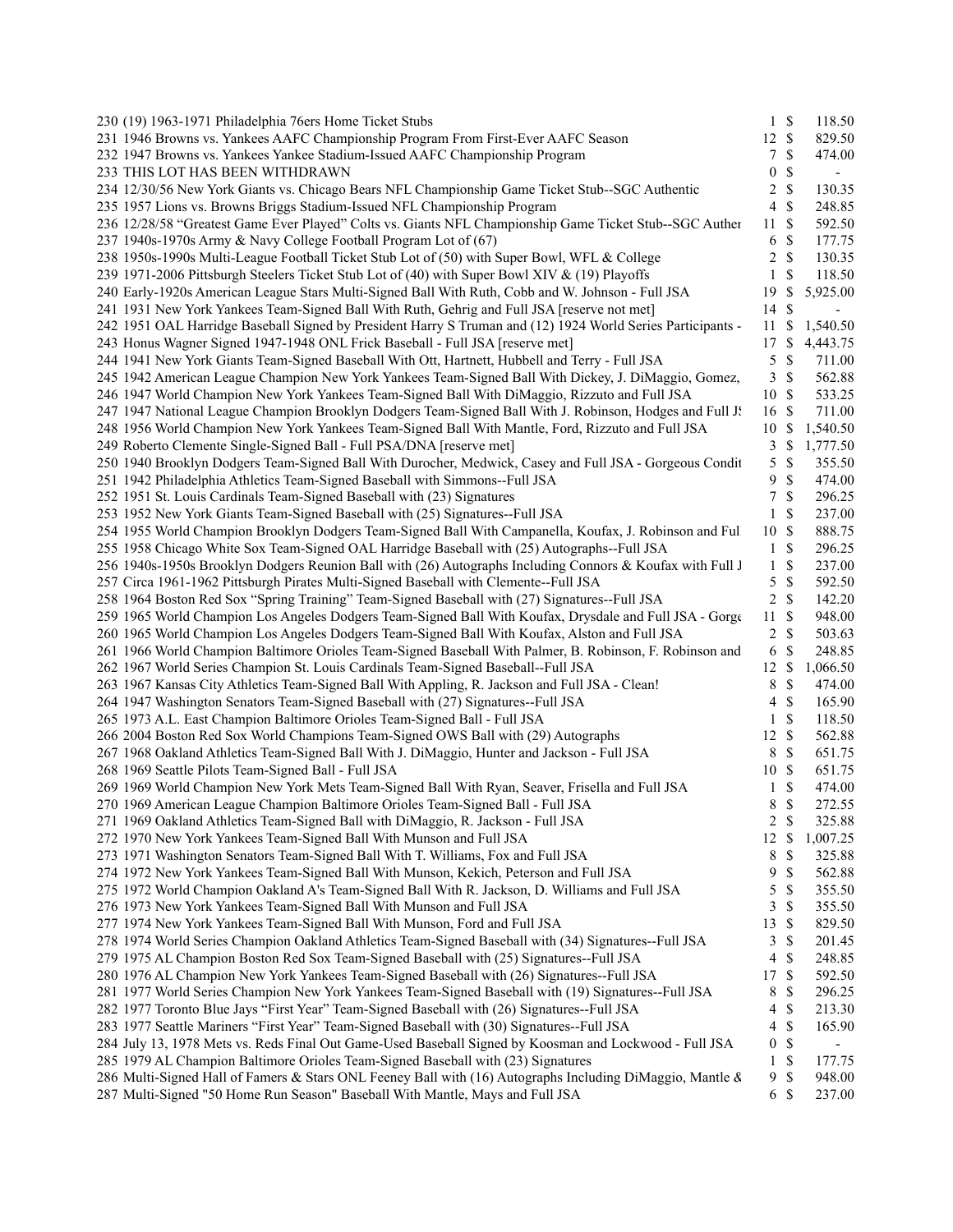| Lot | Description | Bids | | Price |
|---|---|---|---|---|
| 230 | (19) 1963-1971 Philadelphia 76ers Home Ticket Stubs | 1 | $ | 118.50 |
| 231 | 1946 Browns vs. Yankees AAFC Championship Program From First-Ever AAFC Season | 12 | $ | 829.50 |
| 232 | 1947 Browns vs. Yankees Yankee Stadium-Issued AAFC Championship Program | 7 | $ | 474.00 |
| 233 | THIS LOT HAS BEEN WITHDRAWN | 0 | $ | - |
| 234 | 12/30/56 New York Giants vs. Chicago Bears NFL Championship Game Ticket Stub--SGC Authentic | 2 | $ | 130.35 |
| 235 | 1957 Lions vs. Browns Briggs Stadium-Issued NFL Championship Program | 4 | $ | 248.85 |
| 236 | 12/28/58 "Greatest Game Ever Played" Colts vs. Giants NFL Championship Game Ticket Stub--SGC Auther | 11 | $ | 592.50 |
| 237 | 1940s-1970s Army & Navy College Football Program Lot of (67) | 6 | $ | 177.75 |
| 238 | 1950s-1990s Multi-League Football Ticket Stub Lot of (50) with Super Bowl, WFL & College | 2 | $ | 130.35 |
| 239 | 1971-2006 Pittsburgh Steelers Ticket Stub Lot of (40) with Super Bowl XIV & (19) Playoffs | 1 | $ | 118.50 |
| 240 | Early-1920s American League Stars Multi-Signed Ball With Ruth, Cobb and W. Johnson - Full JSA | 19 | $ | 5,925.00 |
| 241 | 1931 New York Yankees Team-Signed Ball With Ruth, Gehrig and Full JSA [reserve not met] | 14 | $ | - |
| 242 | 1951 OAL Harridge Baseball Signed by President Harry S Truman and (12) 1924 World Series Participants - | 11 | $ | 1,540.50 |
| 243 | Honus Wagner Signed 1947-1948 ONL Frick Baseball - Full JSA [reserve met] | 17 | $ | 4,443.75 |
| 244 | 1941 New York Giants Team-Signed Baseball With Ott, Hartnett, Hubbell and Terry - Full JSA | 5 | $ | 711.00 |
| 245 | 1942 American League Champion New York Yankees Team-Signed Ball With Dickey, J. DiMaggio, Gomez, | 3 | $ | 562.88 |
| 246 | 1947 World Champion New York Yankees Team-Signed Ball With DiMaggio, Rizzuto and Full JSA | 10 | $ | 533.25 |
| 247 | 1947 National League Champion Brooklyn Dodgers Team-Signed Ball With J. Robinson, Hodges and Full JS | 16 | $ | 711.00 |
| 248 | 1956 World Champion New York Yankees Team-Signed Ball With Mantle, Ford, Rizzuto and Full JSA | 10 | $ | 1,540.50 |
| 249 | Roberto Clemente Single-Signed Ball - Full PSA/DNA [reserve met] | 3 | $ | 1,777.50 |
| 250 | 1940 Brooklyn Dodgers Team-Signed Ball With Durocher, Medwick, Casey and Full JSA - Gorgeous Condit | 5 | $ | 355.50 |
| 251 | 1942 Philadelphia Athletics Team-Signed Baseball with Simmons--Full JSA | 9 | $ | 474.00 |
| 252 | 1951 St. Louis Cardinals Team-Signed Baseball with (23) Signatures | 7 | $ | 296.25 |
| 253 | 1952 New York Giants Team-Signed Baseball with (25) Signatures--Full JSA | 1 | $ | 237.00 |
| 254 | 1955 World Champion Brooklyn Dodgers Team-Signed Ball With Campanella, Koufax, J. Robinson and Ful | 10 | $ | 888.75 |
| 255 | 1958 Chicago White Sox Team-Signed OAL Harridge Baseball with (25) Autographs--Full JSA | 1 | $ | 296.25 |
| 256 | 1940s-1950s Brooklyn Dodgers Reunion Ball with (26) Autographs Including Connors & Koufax with Full J | 1 | $ | 237.00 |
| 257 | Circa 1961-1962 Pittsburgh Pirates Multi-Signed Baseball with Clemente--Full JSA | 5 | $ | 592.50 |
| 258 | 1964 Boston Red Sox "Spring Training" Team-Signed Baseball with (27) Signatures--Full JSA | 2 | $ | 142.20 |
| 259 | 1965 World Champion Los Angeles Dodgers Team-Signed Ball With Koufax, Drysdale and Full JSA - Gorge | 11 | $ | 948.00 |
| 260 | 1965 World Champion Los Angeles Dodgers Team-Signed Ball With Koufax, Alston and Full JSA | 2 | $ | 503.63 |
| 261 | 1966 World Champion Baltimore Orioles Team-Signed Baseball With Palmer, B. Robinson, F. Robinson and | 6 | $ | 248.85 |
| 262 | 1967 World Series Champion St. Louis Cardinals Team-Signed Baseball--Full JSA | 12 | $ | 1,066.50 |
| 263 | 1967 Kansas City Athletics Team-Signed Ball With Appling, R. Jackson and Full JSA - Clean! | 8 | $ | 474.00 |
| 264 | 1947 Washington Senators Team-Signed Baseball with (27) Signatures--Full JSA | 4 | $ | 165.90 |
| 265 | 1973 A.L. East Champion Baltimore Orioles Team-Signed Ball - Full JSA | 1 | $ | 118.50 |
| 266 | 2004 Boston Red Sox World Champions Team-Signed OWS Ball with (29) Autographs | 12 | $ | 562.88 |
| 267 | 1968 Oakland Athletics Team-Signed Ball With J. DiMaggio, Hunter and Jackson - Full JSA | 8 | $ | 651.75 |
| 268 | 1969 Seattle Pilots Team-Signed Ball - Full JSA | 10 | $ | 651.75 |
| 269 | 1969 World Champion New York Mets Team-Signed Ball With Ryan, Seaver, Frisella and Full JSA | 1 | $ | 474.00 |
| 270 | 1969 American League Champion Baltimore Orioles Team-Signed Ball - Full JSA | 8 | $ | 272.55 |
| 271 | 1969 Oakland Athletics Team-Signed Ball with DiMaggio, R. Jackson - Full JSA | 2 | $ | 325.88 |
| 272 | 1970 New York Yankees Team-Signed Ball With Munson and Full JSA | 12 | $ | 1,007.25 |
| 273 | 1971 Washington Senators Team-Signed Ball With T. Williams, Fox and Full JSA | 8 | $ | 325.88 |
| 274 | 1972 New York Yankees Team-Signed Ball With Munson, Kekich, Peterson and Full JSA | 9 | $ | 562.88 |
| 275 | 1972 World Champion Oakland A's Team-Signed Ball With R. Jackson, D. Williams and Full JSA | 5 | $ | 355.50 |
| 276 | 1973 New York Yankees Team-Signed Ball With Munson and Full JSA | 3 | $ | 355.50 |
| 277 | 1974 New York Yankees Team-Signed Ball With Munson, Ford and Full JSA | 13 | $ | 829.50 |
| 278 | 1974 World Series Champion Oakland Athletics Team-Signed Baseball with (34) Signatures--Full JSA | 3 | $ | 201.45 |
| 279 | 1975 AL Champion Boston Red Sox Team-Signed Baseball with (25) Signatures--Full JSA | 4 | $ | 248.85 |
| 280 | 1976 AL Champion New York Yankees Team-Signed Baseball with (26) Signatures--Full JSA | 17 | $ | 592.50 |
| 281 | 1977 World Series Champion New York Yankees Team-Signed Baseball with (19) Signatures--Full JSA | 8 | $ | 296.25 |
| 282 | 1977 Toronto Blue Jays "First Year" Team-Signed Baseball with (26) Signatures--Full JSA | 4 | $ | 213.30 |
| 283 | 1977 Seattle Mariners "First Year" Team-Signed Baseball with (30) Signatures--Full JSA | 4 | $ | 165.90 |
| 284 | July 13, 1978 Mets vs. Reds Final Out Game-Used Baseball Signed by Koosman and Lockwood - Full JSA | 0 | $ | - |
| 285 | 1979 AL Champion Baltimore Orioles Team-Signed Baseball with (23) Signatures | 1 | $ | 177.75 |
| 286 | Multi-Signed Hall of Famers & Stars ONL Feeney Ball with (16) Autographs Including DiMaggio, Mantle & | 9 | $ | 948.00 |
| 287 | Multi-Signed "50 Home Run Season" Baseball With Mantle, Mays and Full JSA | 6 | $ | 237.00 |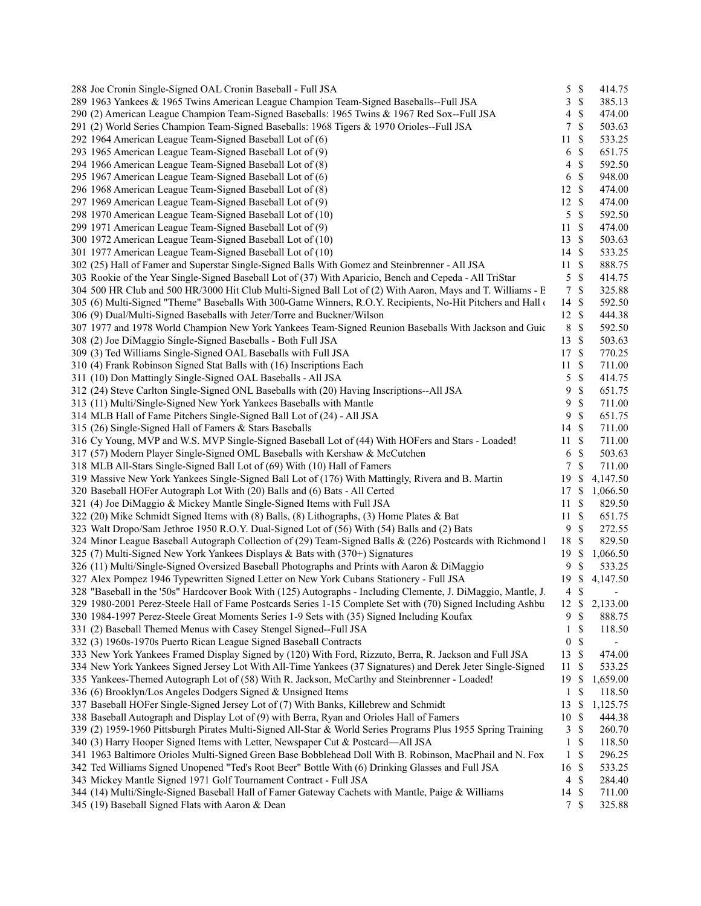| Lot | Description | Bids | | Price |
|---|---|---|---|---|
| 288 | Joe Cronin Single-Signed OAL Cronin Baseball - Full JSA | 5 | $ | 414.75 |
| 289 | 1963 Yankees & 1965 Twins American League Champion Team-Signed Baseballs--Full JSA | 3 | $ | 385.13 |
| 290 | (2) American League Champion Team-Signed Baseballs: 1965 Twins & 1967 Red Sox--Full JSA | 4 | $ | 474.00 |
| 291 | (2) World Series Champion Team-Signed Baseballs: 1968 Tigers & 1970 Orioles--Full JSA | 7 | $ | 503.63 |
| 292 | 1964 American League Team-Signed Baseball Lot of (6) | 11 | $ | 533.25 |
| 293 | 1965 American League Team-Signed Baseball Lot of (9) | 6 | $ | 651.75 |
| 294 | 1966 American League Team-Signed Baseball Lot of (8) | 4 | $ | 592.50 |
| 295 | 1967 American League Team-Signed Baseball Lot of (6) | 6 | $ | 948.00 |
| 296 | 1968 American League Team-Signed Baseball Lot of (8) | 12 | $ | 474.00 |
| 297 | 1969 American League Team-Signed Baseball Lot of (9) | 12 | $ | 474.00 |
| 298 | 1970 American League Team-Signed Baseball Lot of (10) | 5 | $ | 592.50 |
| 299 | 1971 American League Team-Signed Baseball Lot of (9) | 11 | $ | 474.00 |
| 300 | 1972 American League Team-Signed Baseball Lot of (10) | 13 | $ | 503.63 |
| 301 | 1977 American League Team-Signed Baseball Lot of (10) | 14 | $ | 533.25 |
| 302 | (25) Hall of Famer and Superstar Single-Signed Balls With Gomez and Steinbrenner - All JSA | 11 | $ | 888.75 |
| 303 | Rookie of the Year Single-Signed Baseball Lot of (37) With Aparicio, Bench and Cepeda - All TriStar | 5 | $ | 414.75 |
| 304 | 500 HR Club and 500 HR/3000 Hit Club Multi-Signed Ball Lot of (2) With Aaron, Mays and T. Williams - E | 7 | $ | 325.88 |
| 305 | (6) Multi-Signed "Theme" Baseballs With 300-Game Winners, R.O.Y. Recipients, No-Hit Pitchers and Hall c | 14 | $ | 592.50 |
| 306 | (9) Dual/Multi-Signed Baseballs with Jeter/Torre and Buckner/Wilson | 12 | $ | 444.38 |
| 307 | 1977 and 1978 World Champion New York Yankees Team-Signed Reunion Baseballs With Jackson and Guic | 8 | $ | 592.50 |
| 308 | (2) Joe DiMaggio Single-Signed Baseballs - Both Full JSA | 13 | $ | 503.63 |
| 309 | (3) Ted Williams Single-Signed OAL Baseballs with Full JSA | 17 | $ | 770.25 |
| 310 | (4) Frank Robinson Signed Stat Balls with (16) Inscriptions Each | 11 | $ | 711.00 |
| 311 | (10) Don Mattingly Single-Signed OAL Baseballs - All JSA | 5 | $ | 414.75 |
| 312 | (24) Steve Carlton Single-Signed ONL Baseballs with (20) Having Inscriptions--All JSA | 9 | $ | 651.75 |
| 313 | (11) Multi/Single-Signed New York Yankees Baseballs with Mantle | 9 | $ | 711.00 |
| 314 | MLB Hall of Fame Pitchers Single-Signed Ball Lot of (24) - All JSA | 9 | $ | 651.75 |
| 315 | (26) Single-Signed Hall of Famers & Stars Baseballs | 14 | $ | 711.00 |
| 316 | Cy Young, MVP and W.S. MVP Single-Signed Baseball Lot of (44) With HOFers and Stars - Loaded! | 11 | $ | 711.00 |
| 317 | (57) Modern Player Single-Signed OML Baseballs with Kershaw & McCutchen | 6 | $ | 503.63 |
| 318 | MLB All-Stars Single-Signed Ball Lot of (69) With (10) Hall of Famers | 7 | $ | 711.00 |
| 319 | Massive New York Yankees Single-Signed Ball Lot of (176) With Mattingly, Rivera and B. Martin | 19 | $ | 4,147.50 |
| 320 | Baseball HOFer Autograph Lot With (20) Balls and (6) Bats - All Certed | 17 | $ | 1,066.50 |
| 321 | (4) Joe DiMaggio & Mickey Mantle Single-Signed Items with Full JSA | 11 | $ | 829.50 |
| 322 | (20) Mike Schmidt Signed Items with (8) Balls, (8) Lithographs, (3) Home Plates & Bat | 11 | $ | 651.75 |
| 323 | Walt Dropo/Sam Jethroe 1950 R.O.Y. Dual-Signed Lot of (56) With (54) Balls and (2) Bats | 9 | $ | 272.55 |
| 324 | Minor League Baseball Autograph Collection of (29) Team-Signed Balls & (226) Postcards with Richmond I | 18 | $ | 829.50 |
| 325 | (7) Multi-Signed New York Yankees Displays & Bats with (370+) Signatures | 19 | $ | 1,066.50 |
| 326 | (11) Multi/Single-Signed Oversized Baseball Photographs and Prints with Aaron & DiMaggio | 9 | $ | 533.25 |
| 327 | Alex Pompez 1946 Typewritten Signed Letter on New York Cubans Stationery - Full JSA | 19 | $ | 4,147.50 |
| 328 | "Baseball in the '50s" Hardcover Book With (125) Autographs - Including Clemente, J. DiMaggio, Mantle, J. | 4 | $ | - |
| 329 | 1980-2001 Perez-Steele Hall of Fame Postcards Series 1-15 Complete Set with (70) Signed Including Ashbu | 12 | $ | 2,133.00 |
| 330 | 1984-1997 Perez-Steele Great Moments Series 1-9 Sets with (35) Signed Including Koufax | 9 | $ | 888.75 |
| 331 | (2) Baseball Themed Menus with Casey Stengel Signed--Full JSA | 1 | $ | 118.50 |
| 332 | (3) 1960s-1970s Puerto Rican League Signed Baseball Contracts | 0 | $ | - |
| 333 | New York Yankees Framed Display Signed by (120) With Ford, Rizzuto, Berra, R. Jackson and Full JSA | 13 | $ | 474.00 |
| 334 | New York Yankees Signed Jersey Lot With All-Time Yankees (37 Signatures) and Derek Jeter Single-Signed | 11 | $ | 533.25 |
| 335 | Yankees-Themed Autograph Lot of (58) With R. Jackson, McCarthy and Steinbrenner - Loaded! | 19 | $ | 1,659.00 |
| 336 | (6) Brooklyn/Los Angeles Dodgers Signed & Unsigned Items | 1 | $ | 118.50 |
| 337 | Baseball HOFer Single-Signed Jersey Lot of (7) With Banks, Killebrew and Schmidt | 13 | $ | 1,125.75 |
| 338 | Baseball Autograph and Display Lot of (9) with Berra, Ryan and Orioles Hall of Famers | 10 | $ | 444.38 |
| 339 | (2) 1959-1960 Pittsburgh Pirates Multi-Signed All-Star & World Series Programs Plus 1955 Spring Training | 3 | $ | 260.70 |
| 340 | (3) Harry Hooper Signed Items with Letter, Newspaper Cut & Postcard—All JSA | 1 | $ | 118.50 |
| 341 | 1963 Baltimore Orioles Multi-Signed Green Base Bobblehead Doll With B. Robinson, MacPhail and N. Fox | 1 | $ | 296.25 |
| 342 | Ted Williams Signed Unopened "Ted's Root Beer" Bottle With (6) Drinking Glasses and Full JSA | 16 | $ | 533.25 |
| 343 | Mickey Mantle Signed 1971 Golf Tournament Contract - Full JSA | 4 | $ | 284.40 |
| 344 | (14) Multi/Single-Signed Baseball Hall of Famer Gateway Cachets with Mantle, Paige & Williams | 14 | $ | 711.00 |
| 345 | (19) Baseball Signed Flats with Aaron & Dean | 7 | $ | 325.88 |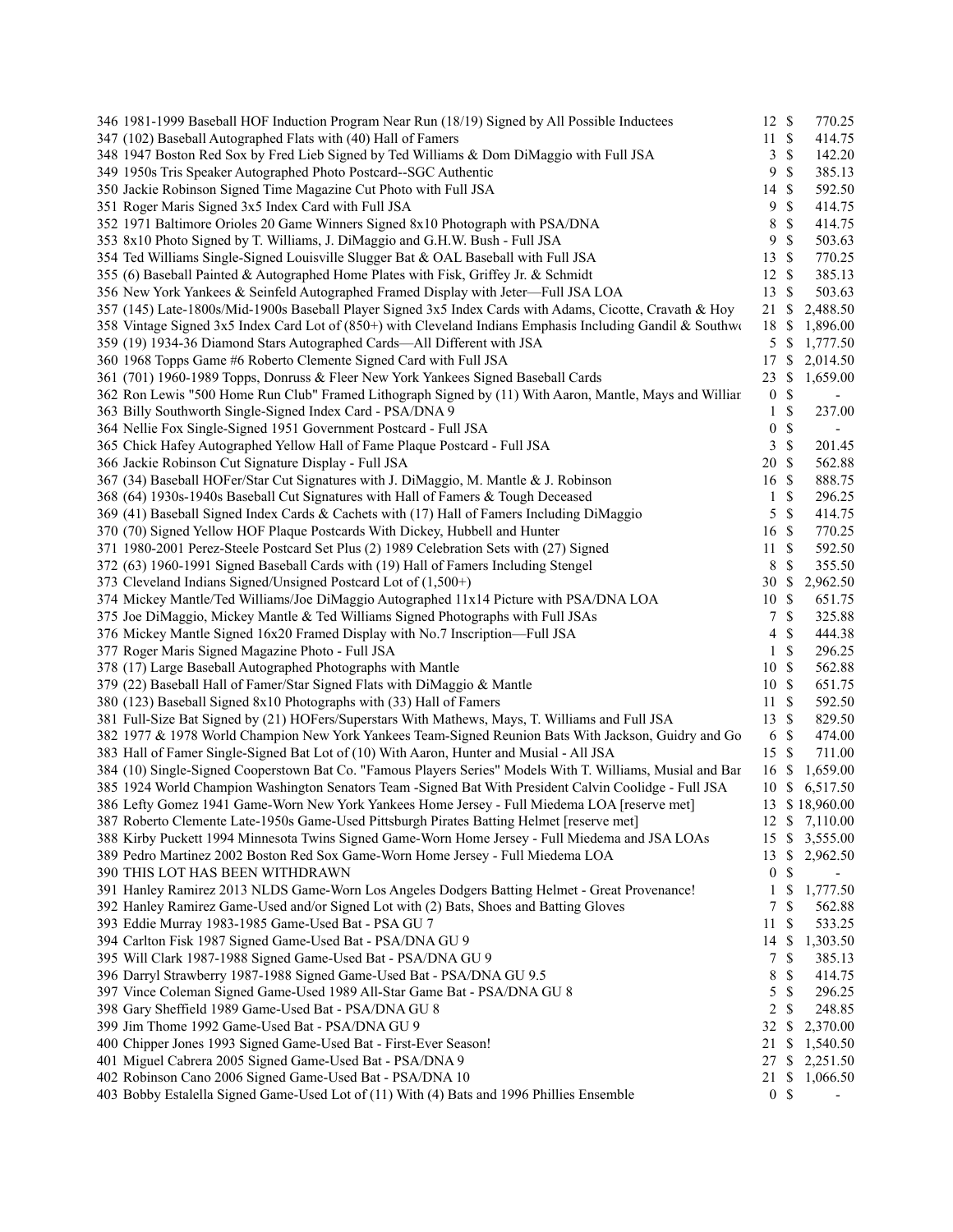| Lot | Description | Bids | | Price |
|---|---|---|---|---|
| 346 | 1981-1999 Baseball HOF Induction Program Near Run (18/19) Signed by All Possible Inductees | 12 | $ | 770.25 |
| 347 | (102) Baseball Autographed Flats with (40) Hall of Famers | 11 | $ | 414.75 |
| 348 | 1947 Boston Red Sox by Fred Lieb Signed by Ted Williams & Dom DiMaggio with Full JSA | 3 | $ | 142.20 |
| 349 | 1950s Tris Speaker Autographed Photo Postcard--SGC Authentic | 9 | $ | 385.13 |
| 350 | Jackie Robinson Signed Time Magazine Cut Photo with Full JSA | 14 | $ | 592.50 |
| 351 | Roger Maris Signed 3x5 Index Card with Full JSA | 9 | $ | 414.75 |
| 352 | 1971 Baltimore Orioles 20 Game Winners Signed 8x10 Photograph with PSA/DNA | 8 | $ | 414.75 |
| 353 | 8x10 Photo Signed by T. Williams, J. DiMaggio and G.H.W. Bush - Full JSA | 9 | $ | 503.63 |
| 354 | Ted Williams Single-Signed Louisville Slugger Bat & OAL Baseball with Full JSA | 13 | $ | 770.25 |
| 355 | (6) Baseball Painted & Autographed Home Plates with Fisk, Griffey Jr. & Schmidt | 12 | $ | 385.13 |
| 356 | New York Yankees & Seinfeld Autographed Framed Display with Jeter—Full JSA LOA | 13 | $ | 503.63 |
| 357 | (145) Late-1800s/Mid-1900s Baseball Player Signed 3x5 Index Cards with Adams, Cicotte, Cravath & Hoy | 21 | $ | 2,488.50 |
| 358 | Vintage Signed 3x5 Index Card Lot of (850+) with Cleveland Indians Emphasis Including Gandil & Southwo | 18 | $ | 1,896.00 |
| 359 | (19) 1934-36 Diamond Stars Autographed Cards—All Different with JSA | 5 | $ | 1,777.50 |
| 360 | 1968 Topps Game #6 Roberto Clemente Signed Card with Full JSA | 17 | $ | 2,014.50 |
| 361 | (701) 1960-1989 Topps, Donruss & Fleer New York Yankees Signed Baseball Cards | 23 | $ | 1,659.00 |
| 362 | Ron Lewis "500 Home Run Club" Framed Lithograph Signed by (11) With Aaron, Mantle, Mays and Williar | 0 | $ | - |
| 363 | Billy Southworth Single-Signed Index Card - PSA/DNA 9 | 1 | $ | 237.00 |
| 364 | Nellie Fox Single-Signed 1951 Government Postcard - Full JSA | 0 | $ | - |
| 365 | Chick Hafey Autographed Yellow Hall of Fame Plaque Postcard - Full JSA | 3 | $ | 201.45 |
| 366 | Jackie Robinson Cut Signature Display - Full JSA | 20 | $ | 562.88 |
| 367 | (34) Baseball HOFer/Star Cut Signatures with J. DiMaggio, M. Mantle & J. Robinson | 16 | $ | 888.75 |
| 368 | (64) 1930s-1940s Baseball Cut Signatures with Hall of Famers & Tough Deceased | 1 | $ | 296.25 |
| 369 | (41) Baseball Signed Index Cards & Cachets with (17) Hall of Famers Including DiMaggio | 5 | $ | 414.75 |
| 370 | (70) Signed Yellow HOF Plaque Postcards With Dickey, Hubbell and Hunter | 16 | $ | 770.25 |
| 371 | 1980-2001 Perez-Steele Postcard Set Plus (2) 1989 Celebration Sets with (27) Signed | 11 | $ | 592.50 |
| 372 | (63) 1960-1991 Signed Baseball Cards with (19) Hall of Famers Including Stengel | 8 | $ | 355.50 |
| 373 | Cleveland Indians Signed/Unsigned Postcard Lot of (1,500+) | 30 | $ | 2,962.50 |
| 374 | Mickey Mantle/Ted Williams/Joe DiMaggio Autographed 11x14 Picture with PSA/DNA LOA | 10 | $ | 651.75 |
| 375 | Joe DiMaggio, Mickey Mantle & Ted Williams Signed Photographs with Full JSAs | 7 | $ | 325.88 |
| 376 | Mickey Mantle Signed 16x20 Framed Display with No.7 Inscription—Full JSA | 4 | $ | 444.38 |
| 377 | Roger Maris Signed Magazine Photo - Full JSA | 1 | $ | 296.25 |
| 378 | (17) Large Baseball Autographed Photographs with Mantle | 10 | $ | 562.88 |
| 379 | (22) Baseball Hall of Famer/Star Signed Flats with DiMaggio & Mantle | 10 | $ | 651.75 |
| 380 | (123) Baseball Signed 8x10 Photographs with (33) Hall of Famers | 11 | $ | 592.50 |
| 381 | Full-Size Bat Signed by (21) HOFers/Superstars With Mathews, Mays, T. Williams and Full JSA | 13 | $ | 829.50 |
| 382 | 1977 & 1978 World Champion New York Yankees Team-Signed Reunion Bats With Jackson, Guidry and Go | 6 | $ | 474.00 |
| 383 | Hall of Famer Single-Signed Bat Lot of (10) With Aaron, Hunter and Musial - All JSA | 15 | $ | 711.00 |
| 384 | (10) Single-Signed Cooperstown Bat Co. "Famous Players Series" Models With T. Williams, Musial and Bar | 16 | $ | 1,659.00 |
| 385 | 1924 World Champion Washington Senators Team -Signed Bat With President Calvin Coolidge - Full JSA | 10 | $ | 6,517.50 |
| 386 | Lefty Gomez 1941 Game-Worn New York Yankees Home Jersey - Full Miedema LOA [reserve met] | 13 | $ | 18,960.00 |
| 387 | Roberto Clemente Late-1950s Game-Used Pittsburgh Pirates Batting Helmet [reserve met] | 12 | $ | 7,110.00 |
| 388 | Kirby Puckett 1994 Minnesota Twins Signed Game-Worn Home Jersey - Full Miedema and JSA LOAs | 15 | $ | 3,555.00 |
| 389 | Pedro Martinez 2002 Boston Red Sox Game-Worn Home Jersey - Full Miedema LOA | 13 | $ | 2,962.50 |
| 390 | THIS LOT HAS BEEN WITHDRAWN | 0 | $ | - |
| 391 | Hanley Ramirez 2013 NLDS Game-Worn Los Angeles Dodgers Batting Helmet - Great Provenance! | 1 | $ | 1,777.50 |
| 392 | Hanley Ramirez Game-Used and/or Signed Lot with (2) Bats, Shoes and Batting Gloves | 7 | $ | 562.88 |
| 393 | Eddie Murray 1983-1985 Game-Used Bat - PSA GU 7 | 11 | $ | 533.25 |
| 394 | Carlton Fisk 1987 Signed Game-Used Bat - PSA/DNA GU 9 | 14 | $ | 1,303.50 |
| 395 | Will Clark 1987-1988 Signed Game-Used Bat - PSA/DNA GU 9 | 7 | $ | 385.13 |
| 396 | Darryl Strawberry 1987-1988 Signed Game-Used Bat - PSA/DNA GU 9.5 | 8 | $ | 414.75 |
| 397 | Vince Coleman Signed Game-Used 1989 All-Star Game Bat - PSA/DNA GU 8 | 5 | $ | 296.25 |
| 398 | Gary Sheffield 1989 Game-Used Bat - PSA/DNA GU 8 | 2 | $ | 248.85 |
| 399 | Jim Thome 1992 Game-Used Bat - PSA/DNA GU 9 | 32 | $ | 2,370.00 |
| 400 | Chipper Jones 1993 Signed Game-Used Bat - First-Ever Season! | 21 | $ | 1,540.50 |
| 401 | Miguel Cabrera 2005 Signed Game-Used Bat - PSA/DNA 9 | 27 | $ | 2,251.50 |
| 402 | Robinson Cano 2006 Signed Game-Used Bat - PSA/DNA 10 | 21 | $ | 1,066.50 |
| 403 | Bobby Estalella Signed Game-Used Lot of (11) With (4) Bats and 1996 Phillies Ensemble | 0 | $ | - |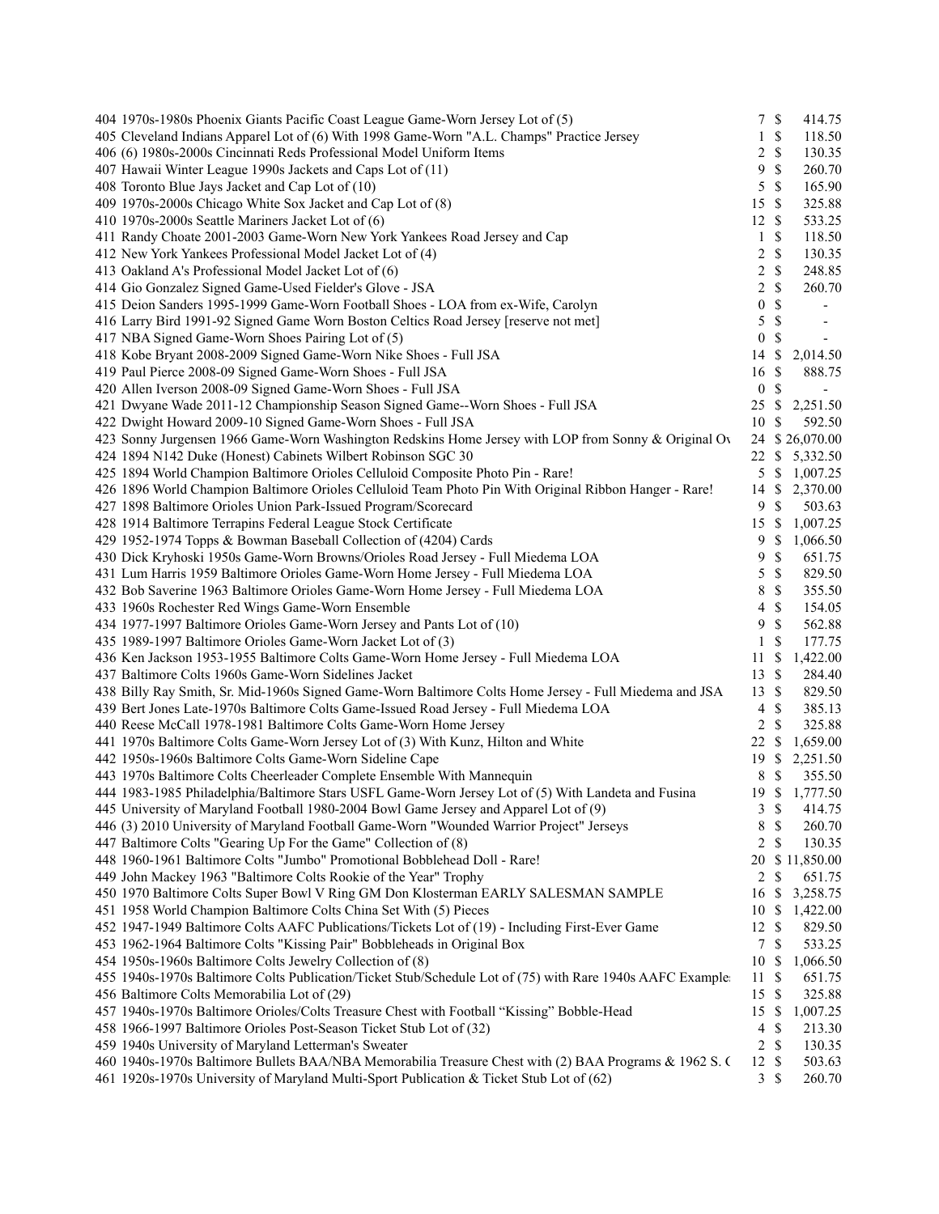| | | | |
|---|---|---|---|
| 404 1970s-1980s Phoenix Giants Pacific Coast League Game-Worn Jersey Lot of (5) | 7 | $ | 414.75 |
| 405 Cleveland Indians Apparel Lot of (6) With 1998 Game-Worn "A.L. Champs" Practice Jersey | 1 | $ | 118.50 |
| 406 (6) 1980s-2000s Cincinnati Reds Professional Model Uniform Items | 2 | $ | 130.35 |
| 407 Hawaii Winter League 1990s Jackets and Caps Lot of (11) | 9 | $ | 260.70 |
| 408 Toronto Blue Jays Jacket and Cap Lot of (10) | 5 | $ | 165.90 |
| 409 1970s-2000s Chicago White Sox Jacket and Cap Lot of (8) | 15 | $ | 325.88 |
| 410 1970s-2000s Seattle Mariners Jacket Lot of (6) | 12 | $ | 533.25 |
| 411 Randy Choate 2001-2003 Game-Worn New York Yankees Road Jersey and Cap | 1 | $ | 118.50 |
| 412 New York Yankees Professional Model Jacket Lot of (4) | 2 | $ | 130.35 |
| 413 Oakland A's Professional Model Jacket Lot of (6) | 2 | $ | 248.85 |
| 414 Gio Gonzalez Signed Game-Used Fielder's Glove - JSA | 2 | $ | 260.70 |
| 415 Deion Sanders 1995-1999 Game-Worn Football Shoes - LOA from ex-Wife, Carolyn | 0 | $ | - |
| 416 Larry Bird 1991-92 Signed Game Worn Boston Celtics Road Jersey [reserve not met] | 5 | $ | - |
| 417 NBA Signed Game-Worn Shoes Pairing Lot of (5) | 0 | $ | - |
| 418 Kobe Bryant 2008-2009 Signed Game-Worn Nike Shoes - Full JSA | 14 | $ | 2,014.50 |
| 419 Paul Pierce 2008-09 Signed Game-Worn Shoes - Full JSA | 16 | $ | 888.75 |
| 420 Allen Iverson 2008-09 Signed Game-Worn Shoes - Full JSA | 0 | $ | - |
| 421 Dwyane Wade 2011-12 Championship Season Signed Game--Worn Shoes - Full JSA | 25 | $ | 2,251.50 |
| 422 Dwight Howard 2009-10 Signed Game-Worn Shoes - Full JSA | 10 | $ | 592.50 |
| 423 Sonny Jurgensen 1966 Game-Worn Washington Redskins Home Jersey with LOP from Sonny & Original Ov | 24 | $ | 26,070.00 |
| 424 1894 N142 Duke (Honest) Cabinets Wilbert Robinson SGC 30 | 22 | $ | 5,332.50 |
| 425 1894 World Champion Baltimore Orioles Celluloid Composite Photo Pin - Rare! | 5 | $ | 1,007.25 |
| 426 1896 World Champion Baltimore Orioles Celluloid Team Photo Pin With Original Ribbon Hanger - Rare! | 14 | $ | 2,370.00 |
| 427 1898 Baltimore Orioles Union Park-Issued Program/Scorecard | 9 | $ | 503.63 |
| 428 1914 Baltimore Terrapins Federal League Stock Certificate | 15 | $ | 1,007.25 |
| 429 1952-1974 Topps & Bowman Baseball Collection of (4204) Cards | 9 | $ | 1,066.50 |
| 430 Dick Kryhoski 1950s Game-Worn Browns/Orioles Road Jersey - Full Miedema LOA | 9 | $ | 651.75 |
| 431 Lum Harris 1959 Baltimore Orioles Game-Worn Home Jersey - Full Miedema LOA | 5 | $ | 829.50 |
| 432 Bob Saverine 1963 Baltimore Orioles Game-Worn Home Jersey - Full Miedema LOA | 8 | $ | 355.50 |
| 433 1960s Rochester Red Wings Game-Worn Ensemble | 4 | $ | 154.05 |
| 434 1977-1997 Baltimore Orioles Game-Worn Jersey and Pants Lot of (10) | 9 | $ | 562.88 |
| 435 1989-1997 Baltimore Orioles Game-Worn Jacket Lot of (3) | 1 | $ | 177.75 |
| 436 Ken Jackson 1953-1955 Baltimore Colts Game-Worn Home Jersey - Full Miedema LOA | 11 | $ | 1,422.00 |
| 437 Baltimore Colts 1960s Game-Worn Sidelines Jacket | 13 | $ | 284.40 |
| 438 Billy Ray Smith, Sr. Mid-1960s Signed Game-Worn Baltimore Colts Home Jersey - Full Miedema and JSA | 13 | $ | 829.50 |
| 439 Bert Jones Late-1970s Baltimore Colts Game-Issued Road Jersey - Full Miedema LOA | 4 | $ | 385.13 |
| 440 Reese McCall 1978-1981 Baltimore Colts Game-Worn Home Jersey | 2 | $ | 325.88 |
| 441 1970s Baltimore Colts Game-Worn Jersey Lot of (3) With Kunz, Hilton and White | 22 | $ | 1,659.00 |
| 442 1950s-1960s Baltimore Colts Game-Worn Sideline Cape | 19 | $ | 2,251.50 |
| 443 1970s Baltimore Colts Cheerleader Complete Ensemble With Mannequin | 8 | $ | 355.50 |
| 444 1983-1985 Philadelphia/Baltimore Stars USFL Game-Worn Jersey Lot of (5) With Landeta and Fusina | 19 | $ | 1,777.50 |
| 445 University of Maryland Football 1980-2004 Bowl Game Jersey and Apparel Lot of (9) | 3 | $ | 414.75 |
| 446 (3) 2010 University of Maryland Football Game-Worn "Wounded Warrior Project" Jerseys | 8 | $ | 260.70 |
| 447 Baltimore Colts "Gearing Up For the Game" Collection of (8) | 2 | $ | 130.35 |
| 448 1960-1961 Baltimore Colts "Jumbo" Promotional Bobblehead Doll - Rare! | 20 | $ | 11,850.00 |
| 449 John Mackey 1963 "Baltimore Colts Rookie of the Year" Trophy | 2 | $ | 651.75 |
| 450 1970 Baltimore Colts Super Bowl V Ring GM Don Klosterman EARLY SALESMAN SAMPLE | 16 | $ | 3,258.75 |
| 451 1958 World Champion Baltimore Colts China Set With (5) Pieces | 10 | $ | 1,422.00 |
| 452 1947-1949 Baltimore Colts AAFC Publications/Tickets Lot of (19) - Including First-Ever Game | 12 | $ | 829.50 |
| 453 1962-1964 Baltimore Colts "Kissing Pair" Bobbleheads in Original Box | 7 | $ | 533.25 |
| 454 1950s-1960s Baltimore Colts Jewelry Collection of (8) | 10 | $ | 1,066.50 |
| 455 1940s-1970s Baltimore Colts Publication/Ticket Stub/Schedule Lot of (75) with Rare 1940s AAFC Example | 11 | $ | 651.75 |
| 456 Baltimore Colts Memorabilia Lot of (29) | 15 | $ | 325.88 |
| 457 1940s-1970s Baltimore Orioles/Colts Treasure Chest with Football "Kissing" Bobble-Head | 15 | $ | 1,007.25 |
| 458 1966-1997 Baltimore Orioles Post-Season Ticket Stub Lot of (32) | 4 | $ | 213.30 |
| 459 1940s University of Maryland Letterman's Sweater | 2 | $ | 130.35 |
| 460 1940s-1970s Baltimore Bullets BAA/NBA Memorabilia Treasure Chest with (2) BAA Programs & 1962 S. ( | 12 | $ | 503.63 |
| 461 1920s-1970s University of Maryland Multi-Sport Publication & Ticket Stub Lot of (62) | 3 | $ | 260.70 |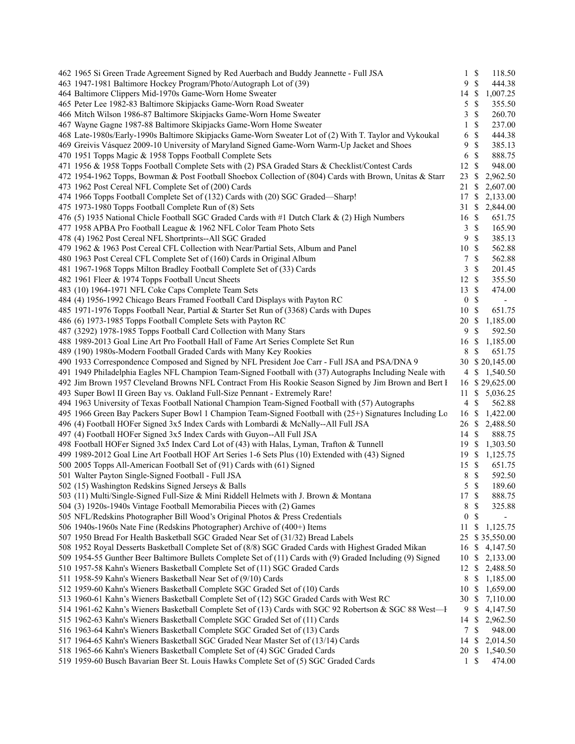| | | | |
|---|---|---|---|
| 462 1965 Si Green Trade Agreement Signed by Red Auerbach and Buddy Jeannette - Full JSA | 1 | $ | 118.50 |
| 463 1947-1981 Baltimore Hockey Program/Photo/Autograph Lot of (39) | 9 | $ | 444.38 |
| 464 Baltimore Clippers Mid-1970s Game-Worn Home Sweater | 14 | $ | 1,007.25 |
| 465 Peter Lee 1982-83 Baltimore Skipjacks Game-Worn Road Sweater | 5 | $ | 355.50 |
| 466 Mitch Wilson 1986-87 Baltimore Skipjacks Game-Worn Home Sweater | 3 | $ | 260.70 |
| 467 Wayne Gagne 1987-88 Baltimore Skipjacks Game-Worn Home Sweater | 1 | $ | 237.00 |
| 468 Late-1980s/Early-1990s Baltimore Skipjacks Game-Worn Sweater Lot of (2) With T. Taylor and Vykoukal | 6 | $ | 444.38 |
| 469 Greivis Vásquez 2009-10 University of Maryland Signed Game-Worn Warm-Up Jacket and Shoes | 9 | $ | 385.13 |
| 470 1951 Topps Magic & 1958 Topps Football Complete Sets | 6 | $ | 888.75 |
| 471 1956 & 1958 Topps Football Complete Sets with (2) PSA Graded Stars & Checklist/Contest Cards | 12 | $ | 948.00 |
| 472 1954-1962 Topps, Bowman & Post Football Shoebox Collection of (804) Cards with Brown, Unitas & Starr | 23 | $ | 2,962.50 |
| 473 1962 Post Cereal NFL Complete Set of (200) Cards | 21 | $ | 2,607.00 |
| 474 1966 Topps Football Complete Set of (132) Cards with (20) SGC Graded—Sharp! | 17 | $ | 2,133.00 |
| 475 1973-1980 Topps Football Complete Run of (8) Sets | 31 | $ | 2,844.00 |
| 476 (5) 1935 National Chicle Football SGC Graded Cards with #1 Dutch Clark & (2) High Numbers | 16 | $ | 651.75 |
| 477 1958 APBA Pro Football League & 1962 NFL Color Team Photo Sets | 3 | $ | 165.90 |
| 478 (4) 1962 Post Cereal NFL Shortprints--All SGC Graded | 9 | $ | 385.13 |
| 479 1962 & 1963 Post Cereal CFL Collection with Near/Partial Sets, Album and Panel | 10 | $ | 562.88 |
| 480 1963 Post Cereal CFL Complete Set of (160) Cards in Original Album | 7 | $ | 562.88 |
| 481 1967-1968 Topps Milton Bradley Football Complete Set of (33) Cards | 3 | $ | 201.45 |
| 482 1961 Fleer & 1974 Topps Football Uncut Sheets | 12 | $ | 355.50 |
| 483 (10) 1964-1971 NFL Coke Caps Complete Team Sets | 13 | $ | 474.00 |
| 484 (4) 1956-1992 Chicago Bears Framed Football Card Displays with Payton RC | 0 | $ | - |
| 485 1971-1976 Topps Football Near, Partial & Starter Set Run of (3368) Cards with Dupes | 10 | $ | 651.75 |
| 486 (6) 1973-1985 Topps Football Complete Sets with Payton RC | 20 | $ | 1,185.00 |
| 487 (3292) 1978-1985 Topps Football Card Collection with Many Stars | 9 | $ | 592.50 |
| 488 1989-2013 Goal Line Art Pro Football Hall of Fame Art Series Complete Set Run | 16 | $ | 1,185.00 |
| 489 (190) 1980s-Modern Football Graded Cards with Many Key Rookies | 8 | $ | 651.75 |
| 490 1933 Correspondence Composed and Signed by NFL President Joe Carr - Full JSA and PSA/DNA 9 | 30 | $ | 20,145.00 |
| 491 1949 Philadelphia Eagles NFL Champion Team-Signed Football with (37) Autographs Including Neale with | 4 | $ | 1,540.50 |
| 492 Jim Brown 1957 Cleveland Browns NFL Contract From His Rookie Season Signed by Jim Brown and Bert I | 16 | $ | 29,625.00 |
| 493 Super Bowl II Green Bay vs. Oakland Full-Size Pennant - Extremely Rare! | 11 | $ | 5,036.25 |
| 494 1963 University of Texas Football National Champion Team-Signed Football with (57) Autographs | 4 | $ | 562.88 |
| 495 1966 Green Bay Packers Super Bowl 1 Champion Team-Signed Football with (25+) Signatures Including Lo | 16 | $ | 1,422.00 |
| 496 (4) Football HOFer Signed 3x5 Index Cards with Lombardi & McNally--All Full JSA | 26 | $ | 2,488.50 |
| 497 (4) Football HOFer Signed 3x5 Index Cards with Guyon--All Full JSA | 14 | $ | 888.75 |
| 498 Football HOFer Signed 3x5 Index Card Lot of (43) with Halas, Lyman, Trafton & Tunnell | 19 | $ | 1,303.50 |
| 499 1989-2012 Goal Line Art Football HOF Art Series 1-6 Sets Plus (10) Extended with (43) Signed | 19 | $ | 1,125.75 |
| 500 2005 Topps All-American Football Set of (91) Cards with (61) Signed | 15 | $ | 651.75 |
| 501 Walter Payton Single-Signed Football - Full JSA | 8 | $ | 592.50 |
| 502 (15) Washington Redskins Signed Jerseys & Balls | 5 | $ | 189.60 |
| 503 (11) Multi/Single-Signed Full-Size & Mini Riddell Helmets with J. Brown & Montana | 17 | $ | 888.75 |
| 504 (3) 1920s-1940s Vintage Football Memorabilia Pieces with (2) Games | 8 | $ | 325.88 |
| 505 NFL/Redskins Photographer Bill Wood's Original Photos & Press Credentials | 0 | $ | - |
| 506 1940s-1960s Nate Fine (Redskins Photographer) Archive of (400+) Items | 11 | $ | 1,125.75 |
| 507 1950 Bread For Health Basketball SGC Graded Near Set of (31/32) Bread Labels | 25 | $ | 35,550.00 |
| 508 1952 Royal Desserts Basketball Complete Set of (8/8) SGC Graded Cards with Highest Graded Mikan | 16 | $ | 4,147.50 |
| 509 1954-55 Gunther Beer Baltimore Bullets Complete Set of (11) Cards with (9) Graded Including (9) Signed | 10 | $ | 2,133.00 |
| 510 1957-58 Kahn's Wieners Basketball Complete Set of (11) SGC Graded Cards | 12 | $ | 2,488.50 |
| 511 1958-59 Kahn's Wieners Basketball Near Set of (9/10) Cards | 8 | $ | 1,185.00 |
| 512 1959-60 Kahn's Wieners Basketball Complete SGC Graded Set of (10) Cards | 10 | $ | 1,659.00 |
| 513 1960-61 Kahn's Wieners Basketball Complete Set of (12) SGC Graded Cards with West RC | 30 | $ | 7,110.00 |
| 514 1961-62 Kahn's Wieners Basketball Complete Set of (13) Cards with SGC 92 Robertson & SGC 88 West—I | 9 | $ | 4,147.50 |
| 515 1962-63 Kahn's Wieners Basketball Complete SGC Graded Set of (11) Cards | 14 | $ | 2,962.50 |
| 516 1963-64 Kahn's Wieners Basketball Complete SGC Graded Set of (13) Cards | 7 | $ | 948.00 |
| 517 1964-65 Kahn's Wieners Basketball SGC Graded Near Master Set of (13/14) Cards | 14 | $ | 2,014.50 |
| 518 1965-66 Kahn's Wieners Basketball Complete Set of (4) SGC Graded Cards | 20 | $ | 1,540.50 |
| 519 1959-60 Busch Bavarian Beer St. Louis Hawks Complete Set of (5) SGC Graded Cards | 1 | $ | 474.00 |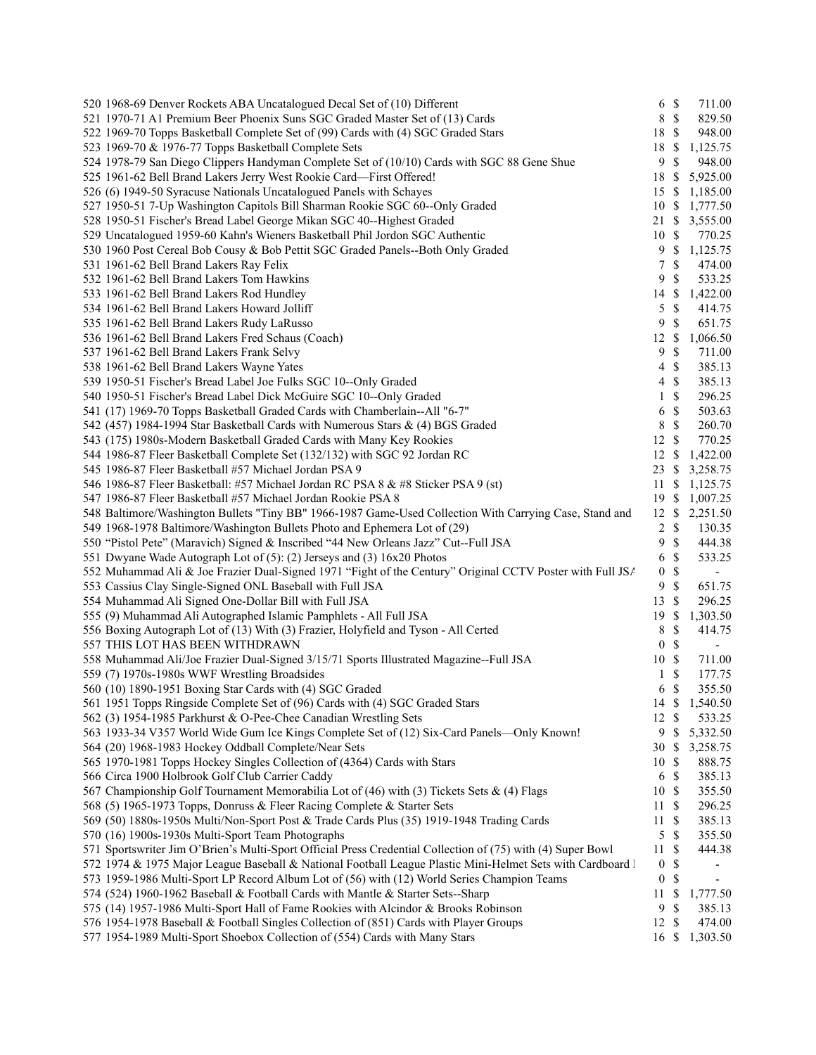| Lot | Description | Bids | | Price |
|---|---|---|---|---|
| 520 | 1968-69 Denver Rockets ABA Uncatalogued Decal Set of (10) Different | 6 | $ | 711.00 |
| 521 | 1970-71 A1 Premium Beer Phoenix Suns SGC Graded Master Set of (13) Cards | 8 | $ | 829.50 |
| 522 | 1969-70 Topps Basketball Complete Set of (99) Cards with (4) SGC Graded Stars | 18 | $ | 948.00 |
| 523 | 1969-70 & 1976-77 Topps Basketball Complete Sets | 18 | $ | 1,125.75 |
| 524 | 1978-79 San Diego Clippers Handyman Complete Set of (10/10) Cards with SGC 88 Gene Shue | 9 | $ | 948.00 |
| 525 | 1961-62 Bell Brand Lakers Jerry West Rookie Card—First Offered! | 18 | $ | 5,925.00 |
| 526 | (6) 1949-50 Syracuse Nationals Uncatalogued Panels with Schayes | 15 | $ | 1,185.00 |
| 527 | 1950-51 7-Up Washington Capitols Bill Sharman Rookie SGC 60--Only Graded | 10 | $ | 1,777.50 |
| 528 | 1950-51 Fischer's Bread Label George Mikan SGC 40--Highest Graded | 21 | $ | 3,555.00 |
| 529 | Uncatalogued 1959-60 Kahn's Wieners Basketball Phil Jordon SGC Authentic | 10 | $ | 770.25 |
| 530 | 1960 Post Cereal Bob Cousy & Bob Pettit SGC Graded Panels--Both Only Graded | 9 | $ | 1,125.75 |
| 531 | 1961-62 Bell Brand Lakers Ray Felix | 7 | $ | 474.00 |
| 532 | 1961-62 Bell Brand Lakers Tom Hawkins | 9 | $ | 533.25 |
| 533 | 1961-62 Bell Brand Lakers Rod Hundley | 14 | $ | 1,422.00 |
| 534 | 1961-62 Bell Brand Lakers Howard Jolliff | 5 | $ | 414.75 |
| 535 | 1961-62 Bell Brand Lakers Rudy LaRusso | 9 | $ | 651.75 |
| 536 | 1961-62 Bell Brand Lakers Fred Schaus (Coach) | 12 | $ | 1,066.50 |
| 537 | 1961-62 Bell Brand Lakers Frank Selvy | 9 | $ | 711.00 |
| 538 | 1961-62 Bell Brand Lakers Wayne Yates | 4 | $ | 385.13 |
| 539 | 1950-51 Fischer's Bread Label Joe Fulks SGC 10--Only Graded | 4 | $ | 385.13 |
| 540 | 1950-51 Fischer's Bread Label Dick McGuire SGC 10--Only Graded | 1 | $ | 296.25 |
| 541 | (17) 1969-70 Topps Basketball Graded Cards with Chamberlain--All "6-7" | 6 | $ | 503.63 |
| 542 | (457) 1984-1994 Star Basketball Cards with Numerous Stars & (4) BGS Graded | 8 | $ | 260.70 |
| 543 | (175) 1980s-Modern Basketball Graded Cards with Many Key Rookies | 12 | $ | 770.25 |
| 544 | 1986-87 Fleer Basketball Complete Set (132/132) with SGC 92 Jordan RC | 12 | $ | 1,422.00 |
| 545 | 1986-87 Fleer Basketball #57 Michael Jordan PSA 9 | 23 | $ | 3,258.75 |
| 546 | 1986-87 Fleer Basketball: #57 Michael Jordan RC PSA 8 & #8 Sticker PSA 9 (st) | 11 | $ | 1,125.75 |
| 547 | 1986-87 Fleer Basketball #57 Michael Jordan Rookie PSA 8 | 19 | $ | 1,007.25 |
| 548 | Baltimore/Washington Bullets "Tiny BB" 1966-1987 Game-Used Collection With Carrying Case, Stand and | 12 | $ | 2,251.50 |
| 549 | 1968-1978 Baltimore/Washington Bullets Photo and Ephemera Lot of (29) | 2 | $ | 130.35 |
| 550 | "Pistol Pete" (Maravich) Signed & Inscribed "44 New Orleans Jazz" Cut--Full JSA | 9 | $ | 444.38 |
| 551 | Dwyane Wade Autograph Lot of (5): (2) Jerseys and (3) 16x20 Photos | 6 | $ | 533.25 |
| 552 | Muhammad Ali & Joe Frazier Dual-Signed 1971 "Fight of the Century" Original CCTV Poster with Full JSA | 0 | $ | - |
| 553 | Cassius Clay Single-Signed ONL Baseball with Full JSA | 9 | $ | 651.75 |
| 554 | Muhammad Ali Signed One-Dollar Bill with Full JSA | 13 | $ | 296.25 |
| 555 | (9) Muhammad Ali Autographed Islamic Pamphlets - All Full JSA | 19 | $ | 1,303.50 |
| 556 | Boxing Autograph Lot of (13) With (3) Frazier, Holyfield and Tyson - All Certed | 8 | $ | 414.75 |
| 557 | THIS LOT HAS BEEN WITHDRAWN | 0 | $ | - |
| 558 | Muhammad Ali/Joe Frazier Dual-Signed 3/15/71 Sports Illustrated Magazine--Full JSA | 10 | $ | 711.00 |
| 559 | (7) 1970s-1980s WWF Wrestling Broadsides | 1 | $ | 177.75 |
| 560 | (10) 1890-1951 Boxing Star Cards with (4) SGC Graded | 6 | $ | 355.50 |
| 561 | 1951 Topps Ringside Complete Set of (96) Cards with (4) SGC Graded Stars | 14 | $ | 1,540.50 |
| 562 | (3) 1954-1985 Parkhurst & O-Pee-Chee Canadian Wrestling Sets | 12 | $ | 533.25 |
| 563 | 1933-34 V357 World Wide Gum Ice Kings Complete Set of (12) Six-Card Panels—Only Known! | 9 | $ | 5,332.50 |
| 564 | (20) 1968-1983 Hockey Oddball Complete/Near Sets | 30 | $ | 3,258.75 |
| 565 | 1970-1981 Topps Hockey Singles Collection of (4364) Cards with Stars | 10 | $ | 888.75 |
| 566 | Circa 1900 Holbrook Golf Club Carrier Caddy | 6 | $ | 385.13 |
| 567 | Championship Golf Tournament Memorabilia Lot of (46) with (3) Tickets Sets & (4) Flags | 10 | $ | 355.50 |
| 568 | (5) 1965-1973 Topps, Donruss & Fleer Racing Complete & Starter Sets | 11 | $ | 296.25 |
| 569 | (50) 1880s-1950s Multi/Non-Sport Post & Trade Cards Plus (35) 1919-1948 Trading Cards | 11 | $ | 385.13 |
| 570 | (16) 1900s-1930s Multi-Sport Team Photographs | 5 | $ | 355.50 |
| 571 | Sportswriter Jim O'Brien's Multi-Sport Official Press Credential Collection of (75) with (4) Super Bowl | 11 | $ | 444.38 |
| 572 | 1974 & 1975 Major League Baseball & National Football League Plastic Mini-Helmet Sets with Cardboard | 0 | $ | - |
| 573 | 1959-1986 Multi-Sport LP Record Album Lot of (56) with (12) World Series Champion Teams | 0 | $ | - |
| 574 | (524) 1960-1962 Baseball & Football Cards with Mantle & Starter Sets--Sharp | 11 | $ | 1,777.50 |
| 575 | (14) 1957-1986 Multi-Sport Hall of Fame Rookies with Alcindor & Brooks Robinson | 9 | $ | 385.13 |
| 576 | 1954-1978 Baseball & Football Singles Collection of (851) Cards with Player Groups | 12 | $ | 474.00 |
| 577 | 1954-1989 Multi-Sport Shoebox Collection of (554) Cards with Many Stars | 16 | $ | 1,303.50 |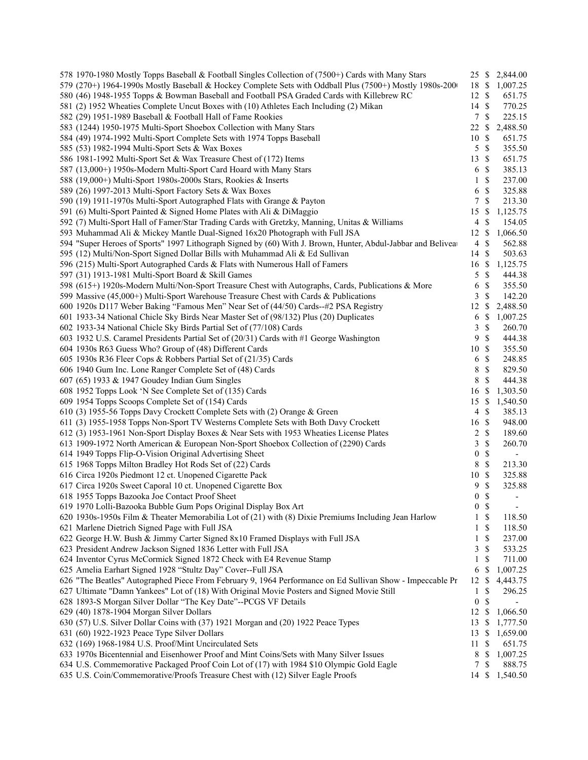| Lot | Description | Bids | | Price |
|---|---|---|---|---|
| 578 | 1970-1980 Mostly Topps Baseball & Football Singles Collection of (7500+) Cards with Many Stars | 25 | $ | 2,844.00 |
| 579 | (270+) 1964-1990s Mostly Baseball & Hockey Complete Sets with Oddball Plus (7500+) Mostly 1980s-200( | 18 | $ | 1,007.25 |
| 580 | (46) 1948-1955 Topps & Bowman Baseball and Football PSA Graded Cards with Killebrew RC | 12 | $ | 651.75 |
| 581 | (2) 1952 Wheaties Complete Uncut Boxes with (10) Athletes Each Including (2) Mikan | 14 | $ | 770.25 |
| 582 | (29) 1951-1989 Baseball & Football Hall of Fame Rookies | 7 | $ | 225.15 |
| 583 | (1244) 1950-1975 Multi-Sport Shoebox Collection with Many Stars | 22 | $ | 2,488.50 |
| 584 | (49) 1974-1992 Multi-Sport Complete Sets with 1974 Topps Baseball | 10 | $ | 651.75 |
| 585 | (53) 1982-1994 Multi-Sport Sets & Wax Boxes | 5 | $ | 355.50 |
| 586 | 1981-1992 Multi-Sport Set & Wax Treasure Chest of (172) Items | 13 | $ | 651.75 |
| 587 | (13,000+) 1950s-Modern Multi-Sport Card Hoard with Many Stars | 6 | $ | 385.13 |
| 588 | (19,000+) Multi-Sport 1980s-2000s Stars, Rookies & Inserts | 1 | $ | 237.00 |
| 589 | (26) 1997-2013 Multi-Sport Factory Sets & Wax Boxes | 6 | $ | 325.88 |
| 590 | (19) 1911-1970s Multi-Sport Autographed Flats with Grange & Payton | 7 | $ | 213.30 |
| 591 | (6) Multi-Sport Painted & Signed Home Plates with Ali & DiMaggio | 15 | $ | 1,125.75 |
| 592 | (7) Multi-Sport Hall of Famer/Star Trading Cards with Gretzky, Manning, Unitas & Williams | 4 | $ | 154.05 |
| 593 | Muhammad Ali & Mickey Mantle Dual-Signed 16x20 Photograph with Full JSA | 12 | $ | 1,066.50 |
| 594 | "Super Heroes of Sports" 1997 Lithograph Signed by (60) With J. Brown, Hunter, Abdul-Jabbar and Belivea | 4 | $ | 562.88 |
| 595 | (12) Multi/Non-Sport Signed Dollar Bills with Muhammad Ali & Ed Sullivan | 14 | $ | 503.63 |
| 596 | (215) Multi-Sport Autographed Cards & Flats with Numerous Hall of Famers | 16 | $ | 1,125.75 |
| 597 | (31) 1913-1981 Multi-Sport Board & Skill Games | 5 | $ | 444.38 |
| 598 | (615+) 1920s-Modern Multi/Non-Sport Treasure Chest with Autographs, Cards, Publications & More | 6 | $ | 355.50 |
| 599 | Massive (45,000+) Multi-Sport Warehouse Treasure Chest with Cards & Publications | 3 | $ | 142.20 |
| 600 | 1920s D117 Weber Baking "Famous Men" Near Set of (44/50) Cards--#2 PSA Registry | 12 | $ | 2,488.50 |
| 601 | 1933-34 National Chicle Sky Birds Near Master Set of (98/132) Plus (20) Duplicates | 6 | $ | 1,007.25 |
| 602 | 1933-34 National Chicle Sky Birds Partial Set of (77/108) Cards | 3 | $ | 260.70 |
| 603 | 1932 U.S. Caramel Presidents Partial Set of (20/31) Cards with #1 George Washington | 9 | $ | 444.38 |
| 604 | 1930s R63 Guess Who? Group of (48) Different Cards | 10 | $ | 355.50 |
| 605 | 1930s R36 Fleer Cops & Robbers Partial Set of (21/35) Cards | 6 | $ | 248.85 |
| 606 | 1940 Gum Inc. Lone Ranger Complete Set of (48) Cards | 8 | $ | 829.50 |
| 607 | (65) 1933 & 1947 Goudey Indian Gum Singles | 8 | $ | 444.38 |
| 608 | 1952 Topps Look 'N See Complete Set of (135) Cards | 16 | $ | 1,303.50 |
| 609 | 1954 Topps Scoops Complete Set of (154) Cards | 15 | $ | 1,540.50 |
| 610 | (3) 1955-56 Topps Davy Crockett Complete Sets with (2) Orange & Green | 4 | $ | 385.13 |
| 611 | (3) 1955-1958 Topps Non-Sport TV Westerns Complete Sets with Both Davy Crockett | 16 | $ | 948.00 |
| 612 | (3) 1953-1961 Non-Sport Display Boxes & Near Sets with 1953 Wheaties License Plates | 2 | $ | 189.60 |
| 613 | 1909-1972 North American & European Non-Sport Shoebox Collection of (2290) Cards | 3 | $ | 260.70 |
| 614 | 1949 Topps Flip-O-Vision Original Advertising Sheet | 0 | $ | - |
| 615 | 1968 Topps Milton Bradley Hot Rods Set of (22) Cards | 8 | $ | 213.30 |
| 616 | Circa 1920s Piedmont 12 ct. Unopened Cigarette Pack | 10 | $ | 325.88 |
| 617 | Circa 1920s Sweet Caporal 10 ct. Unopened Cigarette Box | 9 | $ | 325.88 |
| 618 | 1955 Topps Bazooka Joe Contact Proof Sheet | 0 | $ | - |
| 619 | 1970 Lolli-Bazooka Bubble Gum Pops Original Display Box Art | 0 | $ | - |
| 620 | 1930s-1950s Film & Theater Memorabilia Lot of (21) with (8) Dixie Premiums Including Jean Harlow | 1 | $ | 118.50 |
| 621 | Marlene Dietrich Signed Page with Full JSA | 1 | $ | 118.50 |
| 622 | George H.W. Bush & Jimmy Carter Signed 8x10 Framed Displays with Full JSA | 1 | $ | 237.00 |
| 623 | President Andrew Jackson Signed 1836 Letter with Full JSA | 3 | $ | 533.25 |
| 624 | Inventor Cyrus McCormick Signed 1872 Check with E4 Revenue Stamp | 1 | $ | 711.00 |
| 625 | Amelia Earhart Signed 1928 "Stultz Day" Cover--Full JSA | 6 | $ | 1,007.25 |
| 626 | "The Beatles" Autographed Piece From February 9, 1964 Performance on Ed Sullivan Show - Impeccable Pr | 12 | $ | 4,443.75 |
| 627 | Ultimate "Damn Yankees" Lot of (18) With Original Movie Posters and Signed Movie Still | 1 | $ | 296.25 |
| 628 | 1893-S Morgan Silver Dollar "The Key Date"--PCGS VF Details | 0 | $ | - |
| 629 | (40) 1878-1904 Morgan Silver Dollars | 12 | $ | 1,066.50 |
| 630 | (57) U.S. Silver Dollar Coins with (37) 1921 Morgan and (20) 1922 Peace Types | 13 | $ | 1,777.50 |
| 631 | (60) 1922-1923 Peace Type Silver Dollars | 13 | $ | 1,659.00 |
| 632 | (169) 1968-1984 U.S. Proof/Mint Uncirculated Sets | 11 | $ | 651.75 |
| 633 | 1970s Bicentennial and Eisenhower Proof and Mint Coins/Sets with Many Silver Issues | 8 | $ | 1,007.25 |
| 634 | U.S. Commemorative Packaged Proof Coin Lot of (17) with 1984 $10 Olympic Gold Eagle | 7 | $ | 888.75 |
| 635 | U.S. Coin/Commemorative/Proofs Treasure Chest with (12) Silver Eagle Proofs | 14 | $ | 1,540.50 |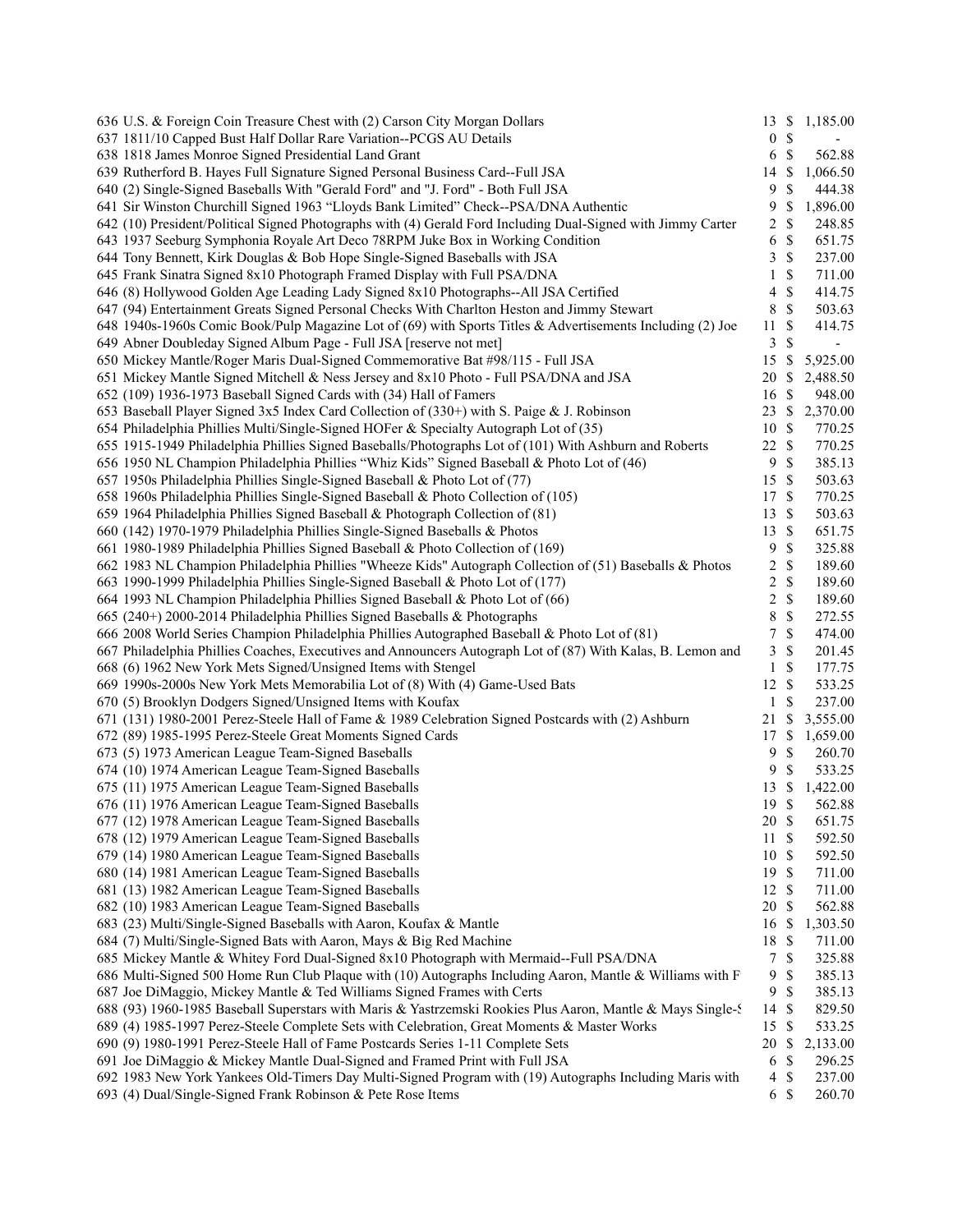| Lot | Description | Bids | | Price |
|---|---|---|---|---|
| 636 | U.S. & Foreign Coin Treasure Chest with (2) Carson City Morgan Dollars | 13 | $ | 1,185.00 |
| 637 | 1811/10 Capped Bust Half Dollar Rare Variation--PCGS AU Details | 0 | $ | - |
| 638 | 1818 James Monroe Signed Presidential Land Grant | 6 | $ | 562.88 |
| 639 | Rutherford B. Hayes Full Signature Signed Personal Business Card--Full JSA | 14 | $ | 1,066.50 |
| 640 | (2) Single-Signed Baseballs With "Gerald Ford" and "J. Ford" - Both Full JSA | 9 | $ | 444.38 |
| 641 | Sir Winston Churchill Signed 1963 "Lloyds Bank Limited" Check--PSA/DNA Authentic | 9 | $ | 1,896.00 |
| 642 | (10) President/Political Signed Photographs with (4) Gerald Ford Including Dual-Signed with Jimmy Carter | 2 | $ | 248.85 |
| 643 | 1937 Seeburg Symphonia Royale Art Deco 78RPM Juke Box in Working Condition | 6 | $ | 651.75 |
| 644 | Tony Bennett, Kirk Douglas & Bob Hope Single-Signed Baseballs with JSA | 3 | $ | 237.00 |
| 645 | Frank Sinatra Signed 8x10 Photograph Framed Display with Full PSA/DNA | 1 | $ | 711.00 |
| 646 | (8) Hollywood Golden Age Leading Lady Signed 8x10 Photographs--All JSA Certified | 4 | $ | 414.75 |
| 647 | (94) Entertainment Greats Signed Personal Checks With Charlton Heston and Jimmy Stewart | 8 | $ | 503.63 |
| 648 | 1940s-1960s Comic Book/Pulp Magazine Lot of (69) with Sports Titles & Advertisements Including (2) Joe | 11 | $ | 414.75 |
| 649 | Abner Doubleday Signed Album Page - Full JSA [reserve not met] | 3 | $ | - |
| 650 | Mickey Mantle/Roger Maris Dual-Signed Commemorative Bat #98/115 - Full JSA | 15 | $ | 5,925.00 |
| 651 | Mickey Mantle Signed Mitchell & Ness Jersey and 8x10 Photo - Full PSA/DNA and JSA | 20 | $ | 2,488.50 |
| 652 | (109) 1936-1973 Baseball Signed Cards with (34) Hall of Famers | 16 | $ | 948.00 |
| 653 | Baseball Player Signed 3x5 Index Card Collection of (330+) with S. Paige & J. Robinson | 23 | $ | 2,370.00 |
| 654 | Philadelphia Phillies Multi/Single-Signed HOFer & Specialty Autograph Lot of (35) | 10 | $ | 770.25 |
| 655 | 1915-1949 Philadelphia Phillies Signed Baseballs/Photographs Lot of (101) With Ashburn and Roberts | 22 | $ | 770.25 |
| 656 | 1950 NL Champion Philadelphia Phillies "Whiz Kids" Signed Baseball & Photo Lot of (46) | 9 | $ | 385.13 |
| 657 | 1950s Philadelphia Phillies Single-Signed Baseball & Photo Lot of (77) | 15 | $ | 503.63 |
| 658 | 1960s Philadelphia Phillies Single-Signed Baseball & Photo Collection of (105) | 17 | $ | 770.25 |
| 659 | 1964 Philadelphia Phillies Signed Baseball & Photograph Collection of (81) | 13 | $ | 503.63 |
| 660 | (142) 1970-1979 Philadelphia Phillies Single-Signed Baseballs & Photos | 13 | $ | 651.75 |
| 661 | 1980-1989 Philadelphia Phillies Signed Baseball & Photo Collection of (169) | 9 | $ | 325.88 |
| 662 | 1983 NL Champion Philadelphia Phillies "Wheeze Kids" Autograph Collection of (51) Baseballs & Photos | 2 | $ | 189.60 |
| 663 | 1990-1999 Philadelphia Phillies Single-Signed Baseball & Photo Lot of (177) | 2 | $ | 189.60 |
| 664 | 1993 NL Champion Philadelphia Phillies Signed Baseball & Photo Lot of (66) | 2 | $ | 189.60 |
| 665 | (240+) 2000-2014 Philadelphia Phillies Signed Baseballs & Photographs | 8 | $ | 272.55 |
| 666 | 2008 World Series Champion Philadelphia Phillies Autographed Baseball & Photo Lot of (81) | 7 | $ | 474.00 |
| 667 | Philadelphia Phillies Coaches, Executives and Announcers Autograph Lot of (87) With Kalas, B. Lemon and | 3 | $ | 201.45 |
| 668 | (6) 1962 New York Mets Signed/Unsigned Items with Stengel | 1 | $ | 177.75 |
| 669 | 1990s-2000s New York Mets Memorabilia Lot of (8) With (4) Game-Used Bats | 12 | $ | 533.25 |
| 670 | (5) Brooklyn Dodgers Signed/Unsigned Items with Koufax | 1 | $ | 237.00 |
| 671 | (131) 1980-2001 Perez-Steele Hall of Fame & 1989 Celebration Signed Postcards with (2) Ashburn | 21 | $ | 3,555.00 |
| 672 | (89) 1985-1995 Perez-Steele Great Moments Signed Cards | 17 | $ | 1,659.00 |
| 673 | (5) 1973 American League Team-Signed Baseballs | 9 | $ | 260.70 |
| 674 | (10) 1974 American League Team-Signed Baseballs | 9 | $ | 533.25 |
| 675 | (11) 1975 American League Team-Signed Baseballs | 13 | $ | 1,422.00 |
| 676 | (11) 1976 American League Team-Signed Baseballs | 19 | $ | 562.88 |
| 677 | (12) 1978 American League Team-Signed Baseballs | 20 | $ | 651.75 |
| 678 | (12) 1979 American League Team-Signed Baseballs | 11 | $ | 592.50 |
| 679 | (14) 1980 American League Team-Signed Baseballs | 10 | $ | 592.50 |
| 680 | (14) 1981 American League Team-Signed Baseballs | 19 | $ | 711.00 |
| 681 | (13) 1982 American League Team-Signed Baseballs | 12 | $ | 711.00 |
| 682 | (10) 1983 American League Team-Signed Baseballs | 20 | $ | 562.88 |
| 683 | (23) Multi/Single-Signed Baseballs with Aaron, Koufax & Mantle | 16 | $ | 1,303.50 |
| 684 | (7) Multi/Single-Signed Bats with Aaron, Mays & Big Red Machine | 18 | $ | 711.00 |
| 685 | Mickey Mantle & Whitey Ford Dual-Signed 8x10 Photograph with Mermaid--Full PSA/DNA | 7 | $ | 325.88 |
| 686 | Multi-Signed 500 Home Run Club Plaque with (10) Autographs Including Aaron, Mantle & Williams with F | 9 | $ | 385.13 |
| 687 | Joe DiMaggio, Mickey Mantle & Ted Williams Signed Frames with Certs | 9 | $ | 385.13 |
| 688 | (93) 1960-1985 Baseball Superstars with Maris & Yastrzemski Rookies Plus Aaron, Mantle & Mays Single-S | 14 | $ | 829.50 |
| 689 | (4) 1985-1997 Perez-Steele Complete Sets with Celebration, Great Moments & Master Works | 15 | $ | 533.25 |
| 690 | (9) 1980-1991 Perez-Steele Hall of Fame Postcards Series 1-11 Complete Sets | 20 | $ | 2,133.00 |
| 691 | Joe DiMaggio & Mickey Mantle Dual-Signed and Framed Print with Full JSA | 6 | $ | 296.25 |
| 692 | 1983 New York Yankees Old-Timers Day Multi-Signed Program with (19) Autographs Including Maris with | 4 | $ | 237.00 |
| 693 | (4) Dual/Single-Signed Frank Robinson & Pete Rose Items | 6 | $ | 260.70 |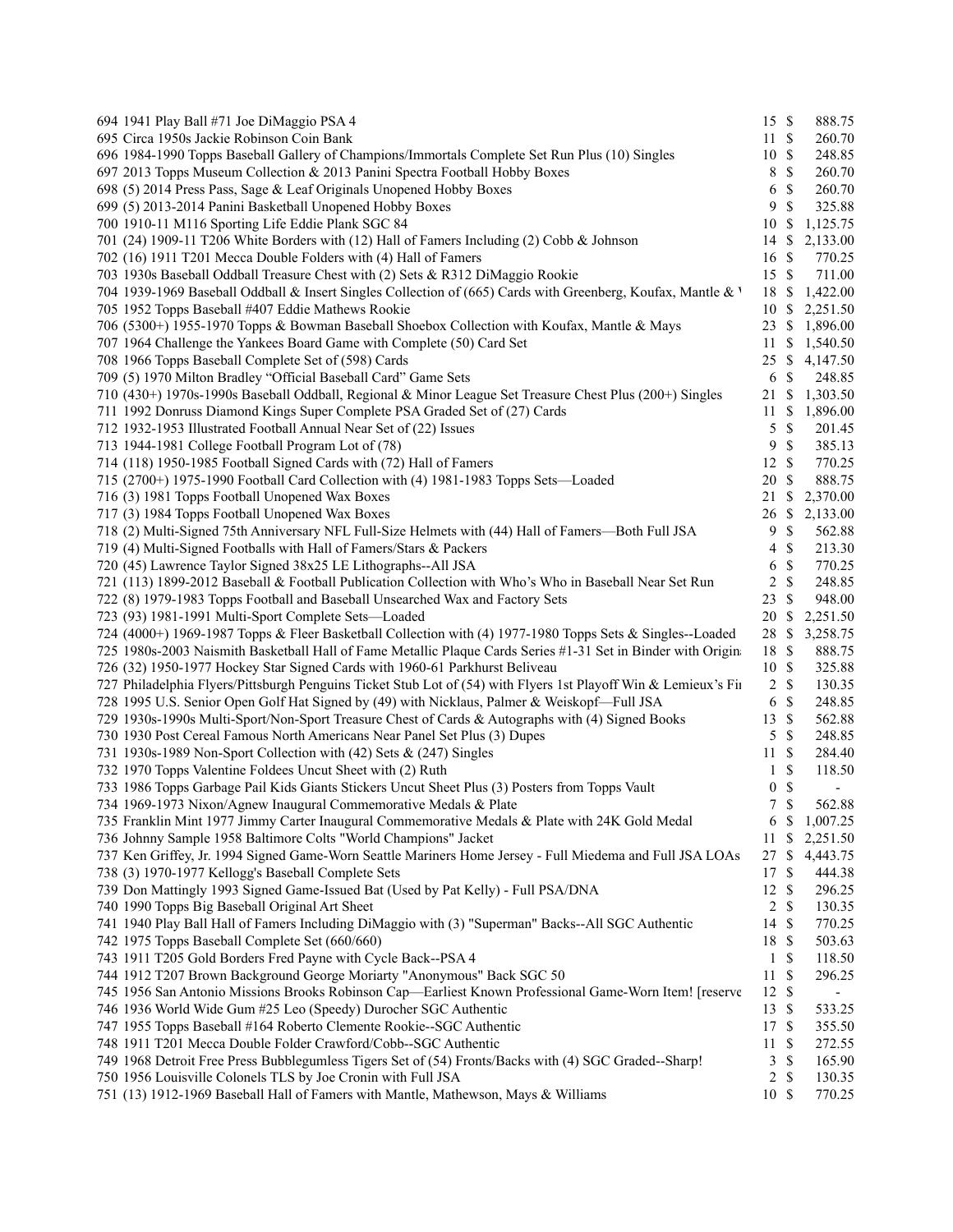| | | |
|---|---|---|
| 694 1941 Play Ball #71 Joe DiMaggio PSA 4 | 15 | $ 888.75 |
| 695 Circa 1950s Jackie Robinson Coin Bank | 11 | $ 260.70 |
| 696 1984-1990 Topps Baseball Gallery of Champions/Immortals Complete Set Run Plus (10) Singles | 10 | $ 248.85 |
| 697 2013 Topps Museum Collection & 2013 Panini Spectra Football Hobby Boxes | 8 | $ 260.70 |
| 698 (5) 2014 Press Pass, Sage & Leaf Originals Unopened Hobby Boxes | 6 | $ 260.70 |
| 699 (5) 2013-2014 Panini Basketball Unopened Hobby Boxes | 9 | $ 325.88 |
| 700 1910-11 M116 Sporting Life Eddie Plank SGC 84 | 10 | $ 1,125.75 |
| 701 (24) 1909-11 T206 White Borders with (12) Hall of Famers Including (2) Cobb & Johnson | 14 | $ 2,133.00 |
| 702 (16) 1911 T201 Mecca Double Folders with (4) Hall of Famers | 16 | $ 770.25 |
| 703 1930s Baseball Oddball Treasure Chest with (2) Sets & R312 DiMaggio Rookie | 15 | $ 711.00 |
| 704 1939-1969 Baseball Oddball & Insert Singles Collection of (665) Cards with Greenberg, Koufax, Mantle & | 18 | $ 1,422.00 |
| 705 1952 Topps Baseball #407 Eddie Mathews Rookie | 10 | $ 2,251.50 |
| 706 (5300+) 1955-1970 Topps & Bowman Baseball Shoebox Collection with Koufax, Mantle & Mays | 23 | $ 1,896.00 |
| 707 1964 Challenge the Yankees Board Game with Complete (50) Card Set | 11 | $ 1,540.50 |
| 708 1966 Topps Baseball Complete Set of (598) Cards | 25 | $ 4,147.50 |
| 709 (5) 1970 Milton Bradley "Official Baseball Card" Game Sets | 6 | $ 248.85 |
| 710 (430+) 1970s-1990s Baseball Oddball, Regional & Minor League Set Treasure Chest Plus (200+) Singles | 21 | $ 1,303.50 |
| 711 1992 Donruss Diamond Kings Super Complete PSA Graded Set of (27) Cards | 11 | $ 1,896.00 |
| 712 1932-1953 Illustrated Football Annual Near Set of (22) Issues | 5 | $ 201.45 |
| 713 1944-1981 College Football Program Lot of (78) | 9 | $ 385.13 |
| 714 (118) 1950-1985 Football Signed Cards with (72) Hall of Famers | 12 | $ 770.25 |
| 715 (2700+) 1975-1990 Football Card Collection with (4) 1981-1983 Topps Sets—Loaded | 20 | $ 888.75 |
| 716 (3) 1981 Topps Football Unopened Wax Boxes | 21 | $ 2,370.00 |
| 717 (3) 1984 Topps Football Unopened Wax Boxes | 26 | $ 2,133.00 |
| 718 (2) Multi-Signed 75th Anniversary NFL Full-Size Helmets with (44) Hall of Famers—Both Full JSA | 9 | $ 562.88 |
| 719 (4) Multi-Signed Footballs with Hall of Famers/Stars & Packers | 4 | $ 213.30 |
| 720 (45) Lawrence Taylor Signed 38x25 LE Lithographs--All JSA | 6 | $ 770.25 |
| 721 (113) 1899-2012 Baseball & Football Publication Collection with Who's Who in Baseball Near Set Run | 2 | $ 248.85 |
| 722 (8) 1979-1983 Topps Football and Baseball Unsearched Wax and Factory Sets | 23 | $ 948.00 |
| 723 (93) 1981-1991 Multi-Sport Complete Sets—Loaded | 20 | $ 2,251.50 |
| 724 (4000+) 1969-1987 Topps & Fleer Basketball Collection with (4) 1977-1980 Topps Sets & Singles--Loaded | 28 | $ 3,258.75 |
| 725 1980s-2003 Naismith Basketball Hall of Fame Metallic Plaque Cards Series #1-31 Set in Binder with Origin | 18 | $ 888.75 |
| 726 (32) 1950-1977 Hockey Star Signed Cards with 1960-61 Parkhurst Beliveau | 10 | $ 325.88 |
| 727 Philadelphia Flyers/Pittsburgh Penguins Ticket Stub Lot of (54) with Flyers 1st Playoff Win & Lemieux's Fi | 2 | $ 130.35 |
| 728 1995 U.S. Senior Open Golf Hat Signed by (49) with Nicklaus, Palmer & Weiskopf—Full JSA | 6 | $ 248.85 |
| 729 1930s-1990s Multi-Sport/Non-Sport Treasure Chest of Cards & Autographs with (4) Signed Books | 13 | $ 562.88 |
| 730 1930 Post Cereal Famous North Americans Near Panel Set Plus (3) Dupes | 5 | $ 248.85 |
| 731 1930s-1989 Non-Sport Collection with (42) Sets & (247) Singles | 11 | $ 284.40 |
| 732 1970 Topps Valentine Foldees Uncut Sheet with (2) Ruth | 1 | $ 118.50 |
| 733 1986 Topps Garbage Pail Kids Giants Stickers Uncut Sheet Plus (3) Posters from Topps Vault | 0 | $ - |
| 734 1969-1973 Nixon/Agnew Inaugural Commemorative Medals & Plate | 7 | $ 562.88 |
| 735 Franklin Mint 1977 Jimmy Carter Inaugural Commemorative Medals & Plate with 24K Gold Medal | 6 | $ 1,007.25 |
| 736 Johnny Sample 1958 Baltimore Colts "World Champions" Jacket | 11 | $ 2,251.50 |
| 737 Ken Griffey, Jr. 1994 Signed Game-Worn Seattle Mariners Home Jersey - Full Miedema and Full JSA LOAs | 27 | $ 4,443.75 |
| 738 (3) 1970-1977 Kellogg's Baseball Complete Sets | 17 | $ 444.38 |
| 739 Don Mattingly 1993 Signed Game-Issued Bat (Used by Pat Kelly) - Full PSA/DNA | 12 | $ 296.25 |
| 740 1990 Topps Big Baseball Original Art Sheet | 2 | $ 130.35 |
| 741 1940 Play Ball Hall of Famers Including DiMaggio with (3) "Superman" Backs--All SGC Authentic | 14 | $ 770.25 |
| 742 1975 Topps Baseball Complete Set (660/660) | 18 | $ 503.63 |
| 743 1911 T205 Gold Borders Fred Payne with Cycle Back--PSA 4 | 1 | $ 118.50 |
| 744 1912 T207 Brown Background George Moriarty "Anonymous" Back SGC 50 | 11 | $ 296.25 |
| 745 1956 San Antonio Missions Brooks Robinson Cap—Earliest Known Professional Game-Worn Item! [reserve | 12 | $ - |
| 746 1936 World Wide Gum #25 Leo (Speedy) Durocher SGC Authentic | 13 | $ 533.25 |
| 747 1955 Topps Baseball #164 Roberto Clemente Rookie--SGC Authentic | 17 | $ 355.50 |
| 748 1911 T201 Mecca Double Folder Crawford/Cobb--SGC Authentic | 11 | $ 272.55 |
| 749 1968 Detroit Free Press Bubblegumless Tigers Set of (54) Fronts/Backs with (4) SGC Graded--Sharp! | 3 | $ 165.90 |
| 750 1956 Louisville Colonels TLS by Joe Cronin with Full JSA | 2 | $ 130.35 |
| 751 (13) 1912-1969 Baseball Hall of Famers with Mantle, Mathewson, Mays & Williams | 10 | $ 770.25 |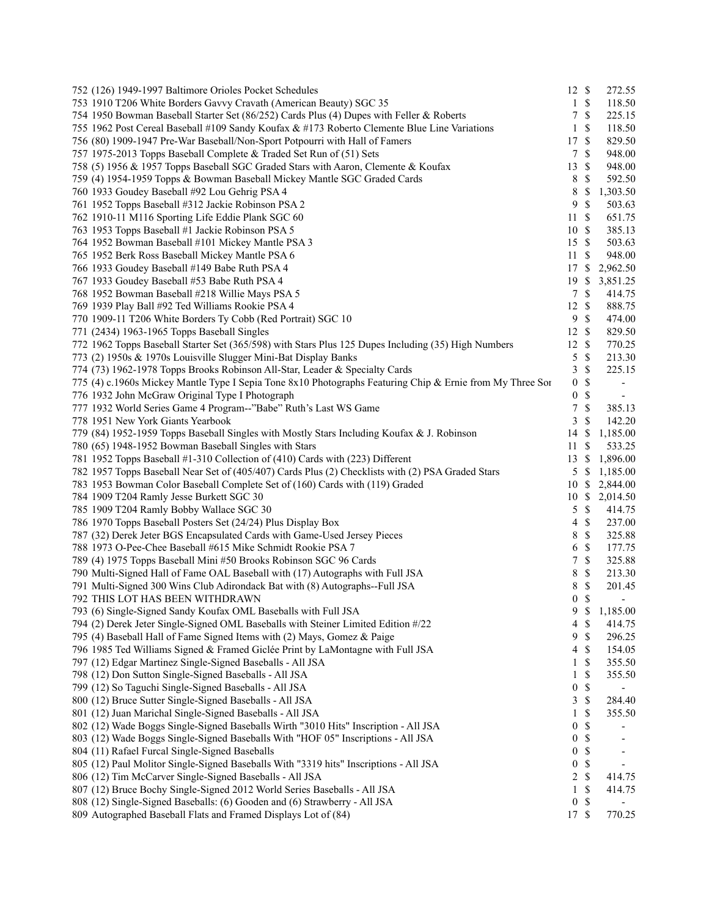| Lot | Description | Bids | | Price |
|---|---|---|---|---|
| 752 | (126) 1949-1997 Baltimore Orioles Pocket Schedules | 12 | $ | 272.55 |
| 753 | 1910 T206 White Borders Gavvy Cravath (American Beauty) SGC 35 | 1 | $ | 118.50 |
| 754 | 1950 Bowman Baseball Starter Set (86/252) Cards Plus (4) Dupes with Feller & Roberts | 7 | $ | 225.15 |
| 755 | 1962 Post Cereal Baseball #109 Sandy Koufax & #173 Roberto Clemente Blue Line Variations | 1 | $ | 118.50 |
| 756 | (80) 1909-1947 Pre-War Baseball/Non-Sport Potpourri with Hall of Famers | 17 | $ | 829.50 |
| 757 | 1975-2013 Topps Baseball Complete & Traded Set Run of (51) Sets | 7 | $ | 948.00 |
| 758 | (5) 1956 & 1957 Topps Baseball SGC Graded Stars with Aaron, Clemente & Koufax | 13 | $ | 948.00 |
| 759 | (4) 1954-1959 Topps & Bowman Baseball Mickey Mantle SGC Graded Cards | 8 | $ | 592.50 |
| 760 | 1933 Goudey Baseball #92 Lou Gehrig PSA 4 | 8 | $ | 1,303.50 |
| 761 | 1952 Topps Baseball #312 Jackie Robinson PSA 2 | 9 | $ | 503.63 |
| 762 | 1910-11 M116 Sporting Life Eddie Plank SGC 60 | 11 | $ | 651.75 |
| 763 | 1953 Topps Baseball #1 Jackie Robinson PSA 5 | 10 | $ | 385.13 |
| 764 | 1952 Bowman Baseball #101 Mickey Mantle PSA 3 | 15 | $ | 503.63 |
| 765 | 1952 Berk Ross Baseball Mickey Mantle PSA 6 | 11 | $ | 948.00 |
| 766 | 1933 Goudey Baseball #149 Babe Ruth PSA 4 | 17 | $ | 2,962.50 |
| 767 | 1933 Goudey Baseball #53 Babe Ruth PSA 4 | 19 | $ | 3,851.25 |
| 768 | 1952 Bowman Baseball #218 Willie Mays PSA 5 | 7 | $ | 414.75 |
| 769 | 1939 Play Ball #92 Ted Williams Rookie PSA 4 | 12 | $ | 888.75 |
| 770 | 1909-11 T206 White Borders Ty Cobb (Red Portrait) SGC 10 | 9 | $ | 474.00 |
| 771 | (2434) 1963-1965 Topps Baseball Singles | 12 | $ | 829.50 |
| 772 | 1962 Topps Baseball Starter Set (365/598) with Stars Plus 125 Dupes Including (35) High Numbers | 12 | $ | 770.25 |
| 773 | (2) 1950s & 1970s Louisville Slugger Mini-Bat Display Banks | 5 | $ | 213.30 |
| 774 | (73) 1962-1978 Topps Brooks Robinson All-Star, Leader & Specialty Cards | 3 | $ | 225.15 |
| 775 | (4) c.1960s Mickey Mantle Type I Sepia Tone 8x10 Photographs Featuring Chip & Ernie from My Three Sor | 0 | $ | - |
| 776 | 1932 John McGraw Original Type I Photograph | 0 | $ | - |
| 777 | 1932 World Series Game 4 Program--"Babe" Ruth's Last WS Game | 7 | $ | 385.13 |
| 778 | 1951 New York Giants Yearbook | 3 | $ | 142.20 |
| 779 | (84) 1952-1959 Topps Baseball Singles with Mostly Stars Including Koufax & J. Robinson | 14 | $ | 1,185.00 |
| 780 | (65) 1948-1952 Bowman Baseball Singles with Stars | 11 | $ | 533.25 |
| 781 | 1952 Topps Baseball #1-310 Collection of (410) Cards with (223) Different | 13 | $ | 1,896.00 |
| 782 | 1957 Topps Baseball Near Set of (405/407) Cards Plus (2) Checklists with (2) PSA Graded Stars | 5 | $ | 1,185.00 |
| 783 | 1953 Bowman Color Baseball Complete Set of (160) Cards with (119) Graded | 10 | $ | 2,844.00 |
| 784 | 1909 T204 Ramly Jesse Burkett SGC 30 | 10 | $ | 2,014.50 |
| 785 | 1909 T204 Ramly Bobby Wallace SGC 30 | 5 | $ | 414.75 |
| 786 | 1970 Topps Baseball Posters Set (24/24) Plus Display Box | 4 | $ | 237.00 |
| 787 | (32) Derek Jeter BGS Encapsulated Cards with Game-Used Jersey Pieces | 8 | $ | 325.88 |
| 788 | 1973 O-Pee-Chee Baseball #615 Mike Schmidt Rookie PSA 7 | 6 | $ | 177.75 |
| 789 | (4) 1975 Topps Baseball Mini #50 Brooks Robinson SGC 96 Cards | 7 | $ | 325.88 |
| 790 | Multi-Signed Hall of Fame OAL Baseball with (17) Autographs with Full JSA | 8 | $ | 213.30 |
| 791 | Multi-Signed 300 Wins Club Adirondack Bat with (8) Autographs--Full JSA | 8 | $ | 201.45 |
| 792 | THIS LOT HAS BEEN WITHDRAWN | 0 | $ | - |
| 793 | (6) Single-Signed Sandy Koufax OML Baseballs with Full JSA | 9 | $ | 1,185.00 |
| 794 | (2) Derek Jeter Single-Signed OML Baseballs with Steiner Limited Edition #/22 | 4 | $ | 414.75 |
| 795 | (4) Baseball Hall of Fame Signed Items with (2) Mays, Gomez & Paige | 9 | $ | 296.25 |
| 796 | 1985 Ted Williams Signed & Framed Giclée Print by LaMontagne with Full JSA | 4 | $ | 154.05 |
| 797 | (12) Edgar Martinez Single-Signed Baseballs - All JSA | 1 | $ | 355.50 |
| 798 | (12) Don Sutton Single-Signed Baseballs - All JSA | 1 | $ | 355.50 |
| 799 | (12) So Taguchi Single-Signed Baseballs - All JSA | 0 | $ | - |
| 800 | (12) Bruce Sutter Single-Signed Baseballs - All JSA | 3 | $ | 284.40 |
| 801 | (12) Juan Marichal Single-Signed Baseballs - All JSA | 1 | $ | 355.50 |
| 802 | (12) Wade Boggs Single-Signed Baseballs Wirth "3010 Hits" Inscription - All JSA | 0 | $ | - |
| 803 | (12) Wade Boggs Single-Signed Baseballs With "HOF 05" Inscriptions - All JSA | 0 | $ | - |
| 804 | (11) Rafael Furcal Single-Signed Baseballs | 0 | $ | - |
| 805 | (12) Paul Molitor Single-Signed Baseballs With "3319 hits" Inscriptions - All JSA | 0 | $ | - |
| 806 | (12) Tim McCarver Single-Signed Baseballs - All JSA | 2 | $ | 414.75 |
| 807 | (12) Bruce Bochy Single-Signed 2012 World Series Baseballs - All JSA | 1 | $ | 414.75 |
| 808 | (12) Single-Signed Baseballs: (6) Gooden and (6) Strawberry - All JSA | 0 | $ | - |
| 809 | Autographed Baseball Flats and Framed Displays Lot of (84) | 17 | $ | 770.25 |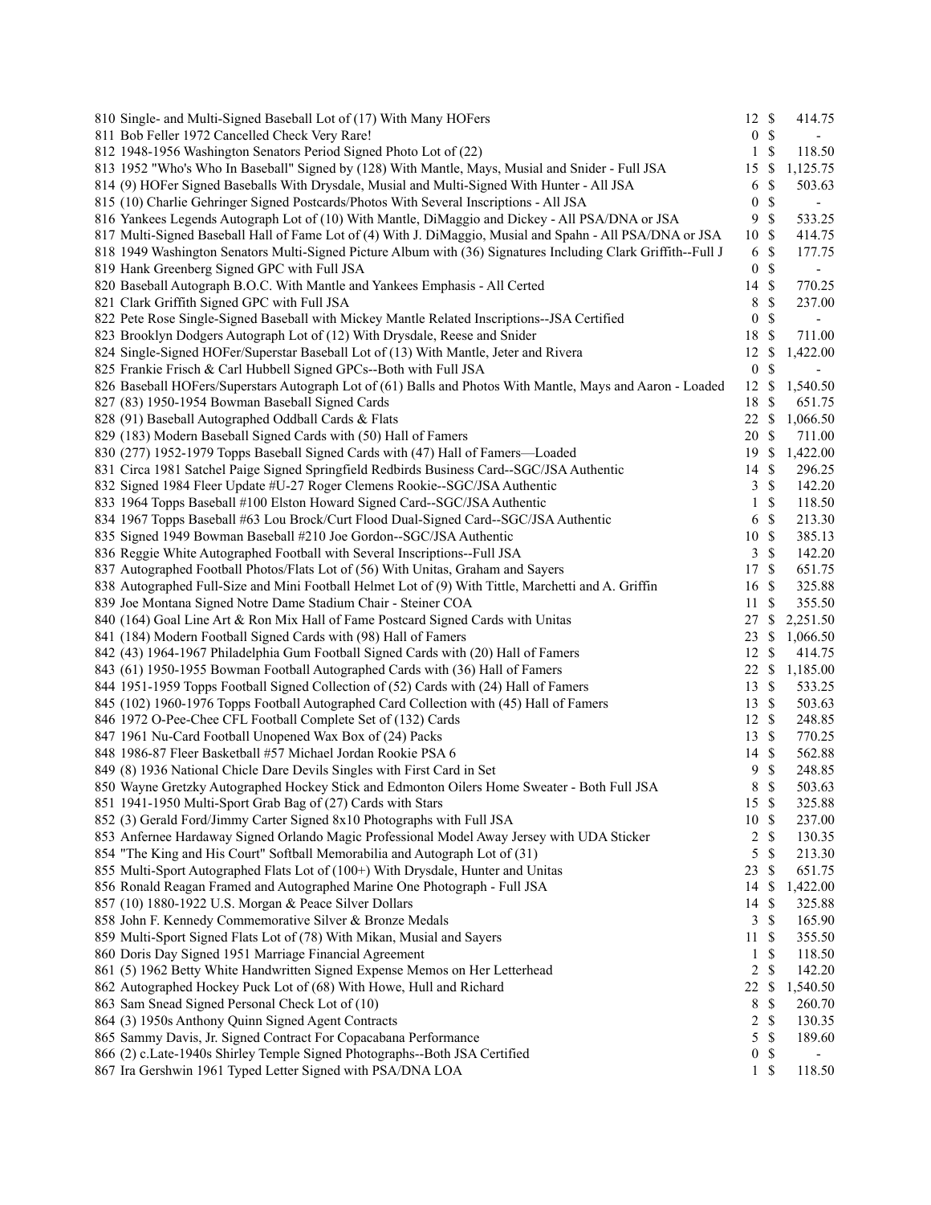| Lot | Description | Bids | | Price |
|---|---|---|---|---|
| 810 | Single- and Multi-Signed Baseball Lot of (17) With Many HOFers | 12 | $ | 414.75 |
| 811 | Bob Feller 1972 Cancelled Check Very Rare! | 0 | $ | - |
| 812 | 1948-1956 Washington Senators Period Signed Photo Lot of (22) | 1 | $ | 118.50 |
| 813 | 1952 "Who's Who In Baseball" Signed by (128) With Mantle, Mays, Musial and Snider - Full JSA | 15 | $ | 1,125.75 |
| 814 | (9) HOFer Signed Baseballs With Drysdale, Musial and Multi-Signed With Hunter - All JSA | 6 | $ | 503.63 |
| 815 | (10) Charlie Gehringer Signed Postcards/Photos With Several Inscriptions - All JSA | 0 | $ | - |
| 816 | Yankees Legends Autograph Lot of (10) With Mantle, DiMaggio and Dickey - All PSA/DNA or JSA | 9 | $ | 533.25 |
| 817 | Multi-Signed Baseball Hall of Fame Lot of (4) With J. DiMaggio, Musial and Spahn - All PSA/DNA or JSA | 10 | $ | 414.75 |
| 818 | 1949 Washington Senators Multi-Signed Picture Album with (36) Signatures Including Clark Griffith--Full J | 6 | $ | 177.75 |
| 819 | Hank Greenberg Signed GPC with Full JSA | 0 | $ | - |
| 820 | Baseball Autograph B.O.C. With Mantle and Yankees Emphasis - All Certed | 14 | $ | 770.25 |
| 821 | Clark Griffith Signed GPC with Full JSA | 8 | $ | 237.00 |
| 822 | Pete Rose Single-Signed Baseball with Mickey Mantle Related Inscriptions--JSA Certified | 0 | $ | - |
| 823 | Brooklyn Dodgers Autograph Lot of (12) With Drysdale, Reese and Snider | 18 | $ | 711.00 |
| 824 | Single-Signed HOFer/Superstar Baseball Lot of (13) With Mantle, Jeter and Rivera | 12 | $ | 1,422.00 |
| 825 | Frankie Frisch & Carl Hubbell Signed GPCs--Both with Full JSA | 0 | $ | - |
| 826 | Baseball HOFers/Superstars Autograph Lot of (61) Balls and Photos With Mantle, Mays and Aaron - Loaded | 12 | $ | 1,540.50 |
| 827 | (83) 1950-1954 Bowman Baseball Signed Cards | 18 | $ | 651.75 |
| 828 | (91) Baseball Autographed Oddball Cards & Flats | 22 | $ | 1,066.50 |
| 829 | (183) Modern Baseball Signed Cards with (50) Hall of Famers | 20 | $ | 711.00 |
| 830 | (277) 1952-1979 Topps Baseball Signed Cards with (47) Hall of Famers—Loaded | 19 | $ | 1,422.00 |
| 831 | Circa 1981 Satchel Paige Signed Springfield Redbirds Business Card--SGC/JSA Authentic | 14 | $ | 296.25 |
| 832 | Signed 1984 Fleer Update #U-27 Roger Clemens Rookie--SGC/JSA Authentic | 3 | $ | 142.20 |
| 833 | 1964 Topps Baseball #100 Elston Howard Signed Card--SGC/JSA Authentic | 1 | $ | 118.50 |
| 834 | 1967 Topps Baseball #63 Lou Brock/Curt Flood Dual-Signed Card--SGC/JSA Authentic | 6 | $ | 213.30 |
| 835 | Signed 1949 Bowman Baseball #210 Joe Gordon--SGC/JSA Authentic | 10 | $ | 385.13 |
| 836 | Reggie White Autographed Football with Several Inscriptions--Full JSA | 3 | $ | 142.20 |
| 837 | Autographed Football Photos/Flats Lot of (56) With Unitas, Graham and Sayers | 17 | $ | 651.75 |
| 838 | Autographed Full-Size and Mini Football Helmet Lot of (9) With Tittle, Marchetti and A. Griffin | 16 | $ | 325.88 |
| 839 | Joe Montana Signed Notre Dame Stadium Chair - Steiner COA | 11 | $ | 355.50 |
| 840 | (164) Goal Line Art & Ron Mix Hall of Fame Postcard Signed Cards with Unitas | 27 | $ | 2,251.50 |
| 841 | (184) Modern Football Signed Cards with (98) Hall of Famers | 23 | $ | 1,066.50 |
| 842 | (43) 1964-1967 Philadelphia Gum Football Signed Cards with (20) Hall of Famers | 12 | $ | 414.75 |
| 843 | (61) 1950-1955 Bowman Football Autographed Cards with (36) Hall of Famers | 22 | $ | 1,185.00 |
| 844 | 1951-1959 Topps Football Signed Collection of (52) Cards with (24) Hall of Famers | 13 | $ | 533.25 |
| 845 | (102) 1960-1976 Topps Football Autographed Card Collection with (45) Hall of Famers | 13 | $ | 503.63 |
| 846 | 1972 O-Pee-Chee CFL Football Complete Set of (132) Cards | 12 | $ | 248.85 |
| 847 | 1961 Nu-Card Football Unopened Wax Box of (24) Packs | 13 | $ | 770.25 |
| 848 | 1986-87 Fleer Basketball #57 Michael Jordan Rookie PSA 6 | 14 | $ | 562.88 |
| 849 | (8) 1936 National Chicle Dare Devils Singles with First Card in Set | 9 | $ | 248.85 |
| 850 | Wayne Gretzky Autographed Hockey Stick and Edmonton Oilers Home Sweater - Both Full JSA | 8 | $ | 503.63 |
| 851 | 1941-1950 Multi-Sport Grab Bag of (27) Cards with Stars | 15 | $ | 325.88 |
| 852 | (3) Gerald Ford/Jimmy Carter Signed 8x10 Photographs with Full JSA | 10 | $ | 237.00 |
| 853 | Anfernee Hardaway Signed Orlando Magic Professional Model Away Jersey with UDA Sticker | 2 | $ | 130.35 |
| 854 | "The King and His Court" Softball Memorabilia and Autograph Lot of (31) | 5 | $ | 213.30 |
| 855 | Multi-Sport Autographed Flats Lot of (100+) With Drysdale, Hunter and Unitas | 23 | $ | 651.75 |
| 856 | Ronald Reagan Framed and Autographed Marine One Photograph - Full JSA | 14 | $ | 1,422.00 |
| 857 | (10) 1880-1922 U.S. Morgan & Peace Silver Dollars | 14 | $ | 325.88 |
| 858 | John F. Kennedy Commemorative Silver & Bronze Medals | 3 | $ | 165.90 |
| 859 | Multi-Sport Signed Flats Lot of (78) With Mikan, Musial and Sayers | 11 | $ | 355.50 |
| 860 | Doris Day Signed 1951 Marriage Financial Agreement | 1 | $ | 118.50 |
| 861 | (5) 1962 Betty White Handwritten Signed Expense Memos on Her Letterhead | 2 | $ | 142.20 |
| 862 | Autographed Hockey Puck Lot of (68) With Howe, Hull and Richard | 22 | $ | 1,540.50 |
| 863 | Sam Snead Signed Personal Check Lot of (10) | 8 | $ | 260.70 |
| 864 | (3) 1950s Anthony Quinn Signed Agent Contracts | 2 | $ | 130.35 |
| 865 | Sammy Davis, Jr. Signed Contract For Copacabana Performance | 5 | $ | 189.60 |
| 866 | (2) c.Late-1940s Shirley Temple Signed Photographs--Both JSA Certified | 0 | $ | - |
| 867 | Ira Gershwin 1961 Typed Letter Signed with PSA/DNA LOA | 1 | $ | 118.50 |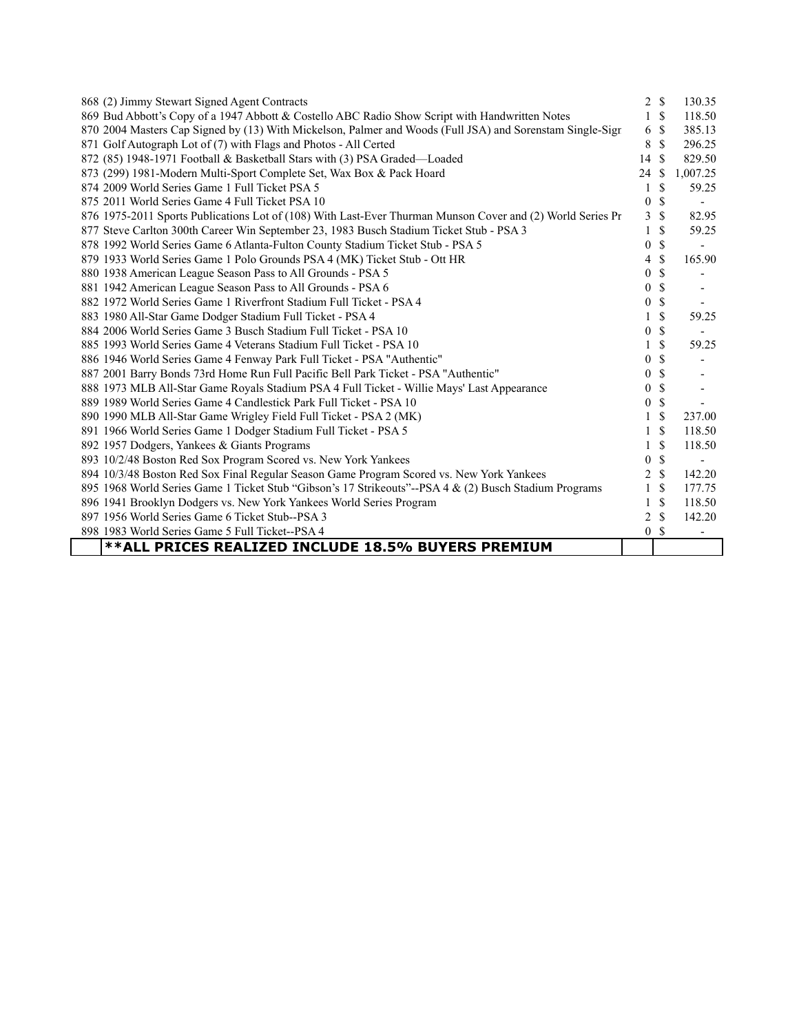| | | | | |
|---|---|---|---|---|
| 868 | (2) Jimmy Stewart Signed Agent Contracts | 2 | $ | 130.35 |
| 869 | Bud Abbott's Copy of a 1947 Abbott & Costello ABC Radio Show Script with Handwritten Notes | 1 | $ | 118.50 |
| 870 | 2004 Masters Cap Signed by (13) With Mickelson, Palmer and Woods (Full JSA) and Sorenstam Single-Sigr | 6 | $ | 385.13 |
| 871 | Golf Autograph Lot of (7) with Flags and Photos - All Certed | 8 | $ | 296.25 |
| 872 | (85) 1948-1971 Football & Basketball Stars with (3) PSA Graded—Loaded | 14 | $ | 829.50 |
| 873 | (299) 1981-Modern Multi-Sport Complete Set, Wax Box & Pack Hoard | 24 | $ | 1,007.25 |
| 874 | 2009 World Series Game 1 Full Ticket PSA 5 | 1 | $ | 59.25 |
| 875 | 2011 World Series Game 4 Full Ticket PSA 10 | 0 | $ | - |
| 876 | 1975-2011 Sports Publications Lot of (108) With Last-Ever Thurman Munson Cover and (2) World Series Pr | 3 | $ | 82.95 |
| 877 | Steve Carlton 300th Career Win September 23, 1983 Busch Stadium Ticket Stub - PSA 3 | 1 | $ | 59.25 |
| 878 | 1992 World Series Game 6 Atlanta-Fulton County Stadium Ticket Stub - PSA 5 | 0 | $ | - |
| 879 | 1933 World Series Game 1 Polo Grounds PSA 4 (MK) Ticket Stub - Ott HR | 4 | $ | 165.90 |
| 880 | 1938 American League Season Pass to All Grounds - PSA 5 | 0 | $ | - |
| 881 | 1942 American League Season Pass to All Grounds - PSA 6 | 0 | $ | - |
| 882 | 1972 World Series Game 1 Riverfront Stadium Full Ticket - PSA 4 | 0 | $ | - |
| 883 | 1980 All-Star Game Dodger Stadium Full Ticket - PSA 4 | 1 | $ | 59.25 |
| 884 | 2006 World Series Game 3 Busch Stadium Full Ticket - PSA 10 | 0 | $ | - |
| 885 | 1993 World Series Game 4 Veterans Stadium Full Ticket - PSA 10 | 1 | $ | 59.25 |
| 886 | 1946 World Series Game 4 Fenway Park Full Ticket - PSA "Authentic" | 0 | $ | - |
| 887 | 2001 Barry Bonds 73rd Home Run Full Pacific Bell Park Ticket - PSA "Authentic" | 0 | $ | - |
| 888 | 1973 MLB All-Star Game Royals Stadium PSA 4 Full Ticket - Willie Mays' Last Appearance | 0 | $ | - |
| 889 | 1989 World Series Game 4 Candlestick Park Full Ticket - PSA 10 | 0 | $ | - |
| 890 | 1990 MLB All-Star Game Wrigley Field Full Ticket - PSA 2 (MK) | 1 | $ | 237.00 |
| 891 | 1966 World Series Game 1 Dodger Stadium Full Ticket - PSA 5 | 1 | $ | 118.50 |
| 892 | 1957 Dodgers, Yankees & Giants Programs | 1 | $ | 118.50 |
| 893 | 10/2/48 Boston Red Sox Program Scored vs. New York Yankees | 0 | $ | - |
| 894 | 10/3/48 Boston Red Sox Final Regular Season Game Program Scored vs. New York Yankees | 2 | $ | 142.20 |
| 895 | 1968 World Series Game 1 Ticket Stub "Gibson's 17 Strikeouts"--PSA 4 & (2) Busch Stadium Programs | 1 | $ | 177.75 |
| 896 | 1941 Brooklyn Dodgers vs. New York Yankees World Series Program | 1 | $ | 118.50 |
| 897 | 1956 World Series Game 6 Ticket Stub--PSA 3 | 2 | $ | 142.20 |
| 898 | 1983 World Series Game 5 Full Ticket--PSA 4 | 0 | $ | - |
| | **\*\*ALL PRICES REALIZED INCLUDE 18.5% BUYERS PREMIUM** | | | |